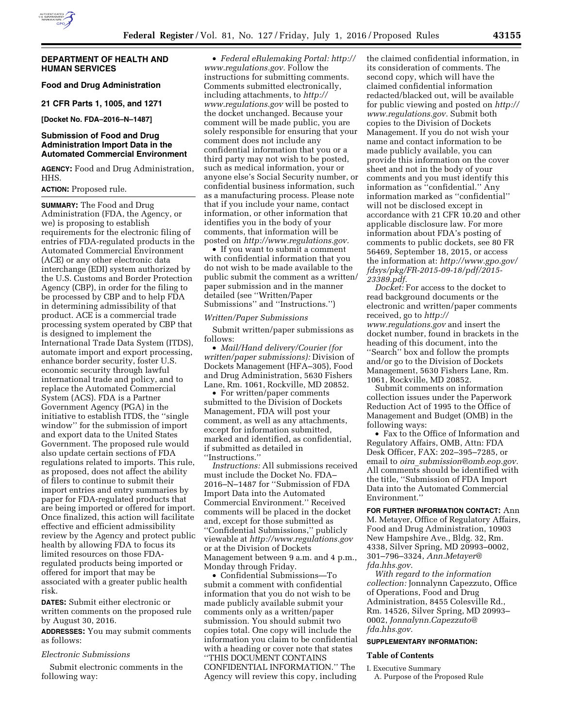## DEPARTMENT OF HEALTH AND HUMAN SERVICES

### Food and Drug Administration

### 21 CFR Parts 1, 1005, and 1271

**[Docket No. FDA–2016–N–1487]**

### Submission of Food and Drug Administration Import Data in the Automated Commercial Environment

**AGENCY:** Food and Drug Administration, HHS.

**ACTION:** Proposed rule.

**SUMMARY:** The Food and Drug Administration (FDA, the Agency, or we) is proposing to establish requirements for the electronic filing of entries of FDA-regulated products in the Automated Commercial Environment (ACE) or any other electronic data interchange (EDI) system authorized by the U.S. Customs and Border Protection Agency (CBP), in order for the filing to be processed by CBP and to help FDA in determining admissibility of that product. ACE is a commercial trade processing system operated by CBP that is designed to implement the International Trade Data System (ITDS), automate import and export processing, enhance border security, foster U.S. economic security through lawful international trade and policy, and to replace the Automated Commercial System (ACS). FDA is a Partner Government Agency (PGA) in the initiative to establish ITDS, the "single window" for the submission of import and export data to the United States Government. The proposed rule would also update certain sections of FDA regulations related to imports. This rule, as proposed, does not affect the ability of filers to continue to submit their import entries and entry summaries by paper for FDA-regulated products that are being imported or offered for import. Once finalized, this action will facilitate effective and efficient admissibility review by the Agency and protect public health by allowing FDA to focus its limited resources on those FDA-regulated products being imported or offered for import that may be associated with a greater public health risk.

**DATES:** Submit either electronic or written comments on the proposed rule by August 30, 2016.

**ADDRESSES:** You may submit comments as follows:

*Electronic Submissions*

Submit electronic comments in the following way:

- *Federal eRulemaking Portal: http://www.regulations.gov.* Follow the instructions for submitting comments. Comments submitted electronically, including attachments, to *http://www.regulations.gov* will be posted to the docket unchanged. Because your comment will be made public, you are solely responsible for ensuring that your comment does not include any confidential information that you or a third party may not wish to be posted, such as medical information, your or anyone else's Social Security number, or confidential business information, such as a manufacturing process. Please note that if you include your name, contact information, or other information that identifies you in the body of your comments, that information will be posted on *http://www.regulations.gov.*
- If you want to submit a comment with confidential information that you do not wish to be made available to the public submit the comment as a written/paper submission and in the manner detailed (see "Written/Paper Submissions" and "Instructions.")

*Written/Paper Submissions*

Submit written/paper submissions as follows:

- *Mail/Hand delivery/Courier (for written/paper submissions):* Division of Dockets Management (HFA–305), Food and Drug Administration, 5630 Fishers Lane, Rm. 1061, Rockville, MD 20852.
- For written/paper comments submitted to the Division of Dockets Management, FDA will post your comment, as well as any attachments, except for information submitted, marked and identified, as confidential, if submitted as detailed in "Instructions."

*Instructions:* All submissions received must include the Docket No. FDA–2016–N–1487 for "Submission of FDA Import Data into the Automated Commercial Environment." Received comments will be placed in the docket and, except for those submitted as "Confidential Submissions," publicly viewable at *http://www.regulations.gov* or at the Division of Dockets Management between 9 a.m. and 4 p.m., Monday through Friday.

- Confidential Submissions—To submit a comment with confidential information that you do not wish to be made publicly available submit your comments only as a written/paper submission. You should submit two copies total. One copy will include the information you claim to be confidential with a heading or cover note that states "THIS DOCUMENT CONTAINS CONFIDENTIAL INFORMATION." The Agency will review this copy, including the claimed confidential information, in its consideration of comments. The second copy, which will have the claimed confidential information redacted/blacked out, will be available for public viewing and posted on *http://www.regulations.gov.* Submit both copies to the Division of Dockets Management. If you do not wish your name and contact information to be made publicly available, you can provide this information on the cover sheet and not in the body of your comments and you must identify this information as "confidential." Any information marked as "confidential" will not be disclosed except in accordance with 21 CFR 10.20 and other applicable disclosure law. For more information about FDA's posting of comments to public dockets, see 80 FR 56469, September 18, 2015, or access the information at: *http://www.gpo.gov/fdsys/pkg/FR-2015-09-18/pdf/2015-23389.pdf.*

*Docket:* For access to the docket to read background documents or the electronic and written/paper comments received, go to *http://www.regulations.gov* and insert the docket number, found in brackets in the heading of this document, into the "Search" box and follow the prompts and/or go to the Division of Dockets Management, 5630 Fishers Lane, Rm. 1061, Rockville, MD 20852.

Submit comments on information collection issues under the Paperwork Reduction Act of 1995 to the Office of Management and Budget (OMB) in the following ways:

- Fax to the Office of Information and Regulatory Affairs, OMB, Attn: FDA Desk Officer, FAX: 202–395–7285, or email to *oira_submission@omb.eop.gov.* All comments should be identified with the title, "Submission of FDA Import Data into the Automated Commercial Environment."

**FOR FURTHER INFORMATION CONTACT:** Ann M. Metayer, Office of Regulatory Affairs, Food and Drug Administration, 10903 New Hampshire Ave., Bldg. 32, Rm. 4338, Silver Spring, MD 20993–0002, 301–796–3324, *Ann.Metayer@fda.hhs.gov.*

*With regard to the information collection:* Jonnalynn Capezzuto, Office of Operations, Food and Drug Administration, 8455 Colesville Rd., Rm. 14526, Silver Spring, MD 20993–0002, *Jonnalynn.Capezzuto@fda.hhs.gov.*

**SUPPLEMENTARY INFORMATION:**

**Table of Contents**

I. Executive Summary
  A. Purpose of the Proposed Rule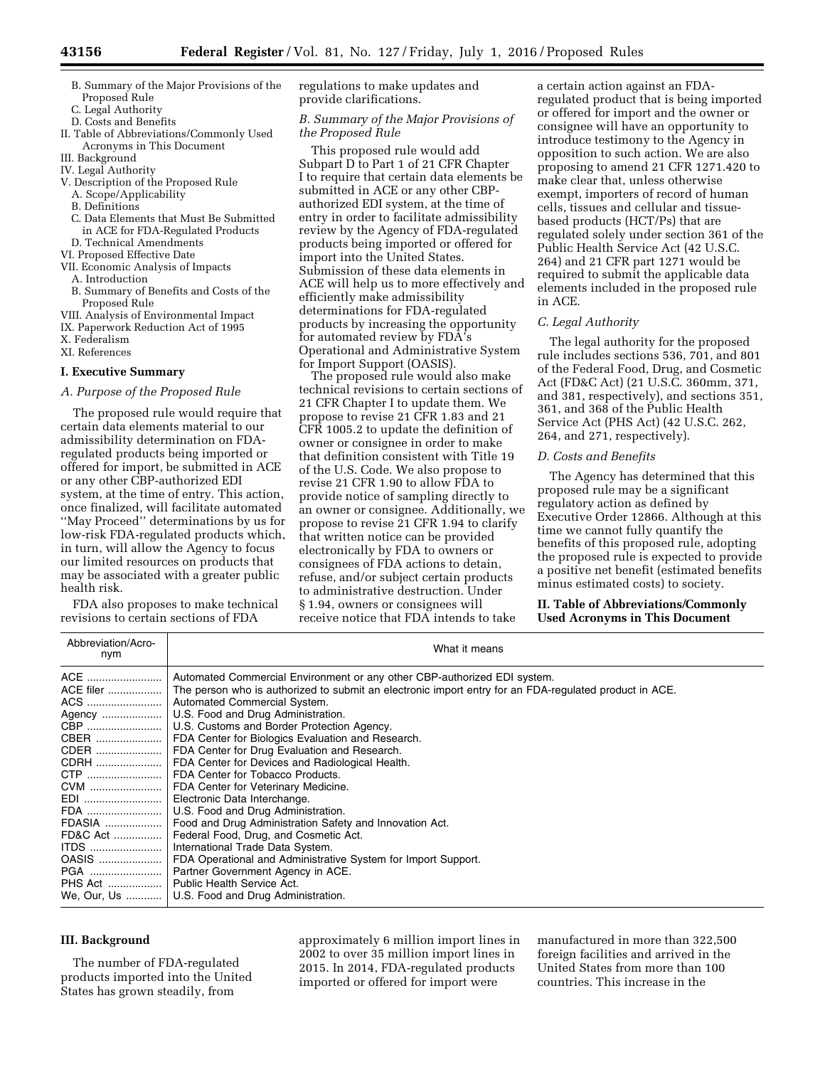- B. Summary of the Major Provisions of the Proposed Rule
- C. Legal Authority
- D. Costs and Benefits
- II. Table of Abbreviations/Commonly Used Acronyms in This Document
- III. Background
- IV. Legal Authority
- V. Description of the Proposed Rule
  - A. Scope/Applicability
  - B. Definitions
  - C. Data Elements that Must Be Submitted in ACE for FDA-Regulated Products
  - D. Technical Amendments
- VI. Proposed Effective Date
- VII. Economic Analysis of Impacts
  - A. Introduction
  - B. Summary of Benefits and Costs of the Proposed Rule
- VIII. Analysis of Environmental Impact
- IX. Paperwork Reduction Act of 1995
- X. Federalism
- XI. References

## I. Executive Summary

### A. Purpose of the Proposed Rule

The proposed rule would require that certain data elements material to our admissibility determination on FDA-regulated products being imported or offered for import, be submitted in ACE or any other CBP-authorized EDI system, at the time of entry. This action, once finalized, will facilitate automated ''May Proceed'' determinations by us for low-risk FDA-regulated products which, in turn, will allow the Agency to focus our limited resources on products that may be associated with a greater public health risk.

FDA also proposes to make technical revisions to certain sections of FDA regulations to make updates and provide clarifications.

### B. Summary of the Major Provisions of the Proposed Rule

This proposed rule would add Subpart D to Part 1 of 21 CFR Chapter I to require that certain data elements be submitted in ACE or any other CBP-authorized EDI system, at the time of entry in order to facilitate admissibility review by the Agency of FDA-regulated products being imported or offered for import into the United States. Submission of these data elements in ACE will help us to more effectively and efficiently make admissibility determinations for FDA-regulated products by increasing the opportunity for automated review by FDA's Operational and Administrative System for Import Support (OASIS).

The proposed rule would also make technical revisions to certain sections of 21 CFR Chapter I to update them. We propose to revise 21 CFR 1.83 and 21 CFR 1005.2 to update the definition of owner or consignee in order to make that definition consistent with Title 19 of the U.S. Code. We also propose to revise 21 CFR 1.90 to allow FDA to provide notice of sampling directly to an owner or consignee. Additionally, we propose to revise 21 CFR 1.94 to clarify that written notice can be provided electronically by FDA to owners or consignees of FDA actions to detain, refuse, and/or subject certain products to administrative destruction. Under § 1.94, owners or consignees will receive notice that FDA intends to take a certain action against an FDA-regulated product that is being imported or offered for import and the owner or consignee will have an opportunity to introduce testimony to the Agency in opposition to such action. We are also proposing to amend 21 CFR 1271.420 to make clear that, unless otherwise exempt, importers of record of human cells, tissues and cellular and tissue-based products (HCT/Ps) that are regulated solely under section 361 of the Public Health Service Act (42 U.S.C. 264) and 21 CFR part 1271 would be required to submit the applicable data elements included in the proposed rule in ACE.

### C. Legal Authority

The legal authority for the proposed rule includes sections 536, 701, and 801 of the Federal Food, Drug, and Cosmetic Act (FD&C Act) (21 U.S.C. 360mm, 371, and 381, respectively), and sections 351, 361, and 368 of the Public Health Service Act (PHS Act) (42 U.S.C. 262, 264, and 271, respectively).

### D. Costs and Benefits

The Agency has determined that this proposed rule may be a significant regulatory action as defined by Executive Order 12866. Although at this time we cannot fully quantify the benefits of this proposed rule, adopting the proposed rule is expected to provide a positive net benefit (estimated benefits minus estimated costs) to society.

## II. Table of Abbreviations/Commonly Used Acronyms in This Document

| Abbreviation/Acronym | What it means |
|---|---|
| ACE | Automated Commercial Environment or any other CBP-authorized EDI system. |
| ACE filer | The person who is authorized to submit an electronic import entry for an FDA-regulated product in ACE. |
| ACS | Automated Commercial System. |
| Agency | U.S. Food and Drug Administration. |
| CBP | U.S. Customs and Border Protection Agency. |
| CBER | FDA Center for Biologics Evaluation and Research. |
| CDER | FDA Center for Drug Evaluation and Research. |
| CDRH | FDA Center for Devices and Radiological Health. |
| CTP | FDA Center for Tobacco Products. |
| CVM | FDA Center for Veterinary Medicine. |
| EDI | Electronic Data Interchange. |
| FDA | U.S. Food and Drug Administration. |
| FDASIA | Food and Drug Administration Safety and Innovation Act. |
| FD&C Act | Federal Food, Drug, and Cosmetic Act. |
| ITDS | International Trade Data System. |
| OASIS | FDA Operational and Administrative System for Import Support. |
| PGA | Partner Government Agency in ACE. |
| PHS Act | Public Health Service Act. |
| We, Our, Us | U.S. Food and Drug Administration. |

## III. Background

The number of FDA-regulated products imported into the United States has grown steadily, from approximately 6 million import lines in 2002 to over 35 million import lines in 2015. In 2014, FDA-regulated products imported or offered for import were manufactured in more than 322,500 foreign facilities and arrived in the United States from more than 100 countries. This increase in the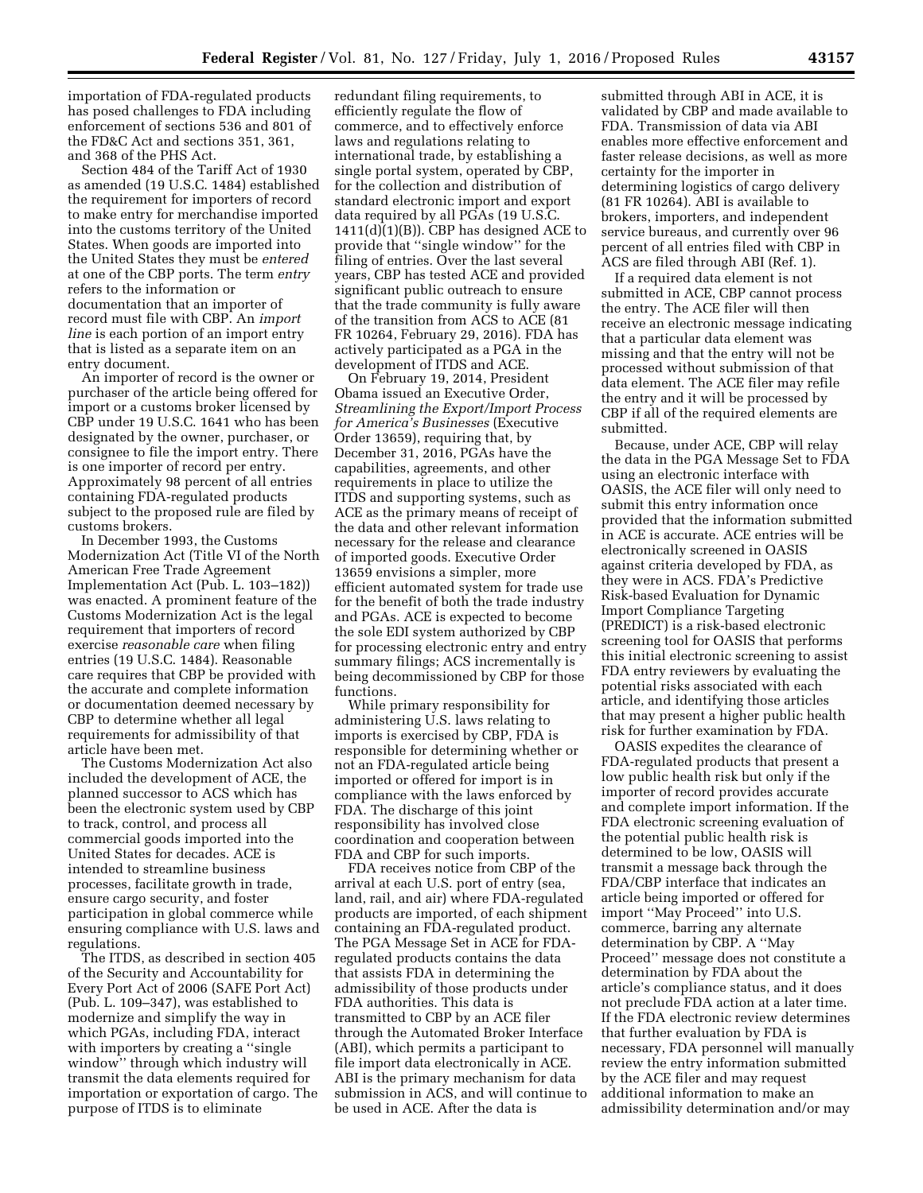importation of FDA-regulated products has posed challenges to FDA including enforcement of sections 536 and 801 of the FD&C Act and sections 351, 361, and 368 of the PHS Act.

Section 484 of the Tariff Act of 1930 as amended (19 U.S.C. 1484) established the requirement for importers of record to make entry for merchandise imported into the customs territory of the United States. When goods are imported into the United States they must be *entered* at one of the CBP ports. The term *entry* refers to the information or documentation that an importer of record must file with CBP. An *import line* is each portion of an import entry that is listed as a separate item on an entry document.

An importer of record is the owner or purchaser of the article being offered for import or a customs broker licensed by CBP under 19 U.S.C. 1641 who has been designated by the owner, purchaser, or consignee to file the import entry. There is one importer of record per entry. Approximately 98 percent of all entries containing FDA-regulated products subject to the proposed rule are filed by customs brokers.

In December 1993, the Customs Modernization Act (Title VI of the North American Free Trade Agreement Implementation Act (Pub. L. 103–182)) was enacted. A prominent feature of the Customs Modernization Act is the legal requirement that importers of record exercise *reasonable care* when filing entries (19 U.S.C. 1484). Reasonable care requires that CBP be provided with the accurate and complete information or documentation deemed necessary by CBP to determine whether all legal requirements for admissibility of that article have been met.

The Customs Modernization Act also included the development of ACE, the planned successor to ACS which has been the electronic system used by CBP to track, control, and process all commercial goods imported into the United States for decades. ACE is intended to streamline business processes, facilitate growth in trade, ensure cargo security, and foster participation in global commerce while ensuring compliance with U.S. laws and regulations.

The ITDS, as described in section 405 of the Security and Accountability for Every Port Act of 2006 (SAFE Port Act) (Pub. L. 109–347), was established to modernize and simplify the way in which PGAs, including FDA, interact with importers by creating a ''single window'' through which industry will transmit the data elements required for importation or exportation of cargo. The purpose of ITDS is to eliminate redundant filing requirements, to efficiently regulate the flow of commerce, and to effectively enforce laws and regulations relating to international trade, by establishing a single portal system, operated by CBP, for the collection and distribution of standard electronic import and export data required by all PGAs (19 U.S.C. 1411(d)(1)(B)). CBP has designed ACE to provide that ''single window'' for the filing of entries. Over the last several years, CBP has tested ACE and provided significant public outreach to ensure that the trade community is fully aware of the transition from ACS to ACE (81 FR 10264, February 29, 2016). FDA has actively participated as a PGA in the development of ITDS and ACE.

On February 19, 2014, President Obama issued an Executive Order, *Streamlining the Export/Import Process for America's Businesses* (Executive Order 13659), requiring that, by December 31, 2016, PGAs have the capabilities, agreements, and other requirements in place to utilize the ITDS and supporting systems, such as ACE as the primary means of receipt of the data and other relevant information necessary for the release and clearance of imported goods. Executive Order 13659 envisions a simpler, more efficient automated system for trade use for the benefit of both the trade industry and PGAs. ACE is expected to become the sole EDI system authorized by CBP for processing electronic entry and entry summary filings; ACS incrementally is being decommissioned by CBP for those functions.

While primary responsibility for administering U.S. laws relating to imports is exercised by CBP, FDA is responsible for determining whether or not an FDA-regulated article being imported or offered for import is in compliance with the laws enforced by FDA. The discharge of this joint responsibility has involved close coordination and cooperation between FDA and CBP for such imports.

FDA receives notice from CBP of the arrival at each U.S. port of entry (sea, land, rail, and air) where FDA-regulated products are imported, of each shipment containing an FDA-regulated product. The PGA Message Set in ACE for FDA-regulated products contains the data that assists FDA in determining the admissibility of those products under FDA authorities. This data is transmitted to CBP by an ACE filer through the Automated Broker Interface (ABI), which permits a participant to file import data electronically in ACE. ABI is the primary mechanism for data submission in ACS, and will continue to be used in ACE. After the data is submitted through ABI in ACE, it is validated by CBP and made available to FDA. Transmission of data via ABI enables more effective enforcement and faster release decisions, as well as more certainty for the importer in determining logistics of cargo delivery (81 FR 10264). ABI is available to brokers, importers, and independent service bureaus, and currently over 96 percent of all entries filed with CBP in ACS are filed through ABI (Ref. 1).

If a required data element is not submitted in ACE, CBP cannot process the entry. The ACE filer will then receive an electronic message indicating that a particular data element was missing and that the entry will not be processed without submission of that data element. The ACE filer may refile the entry and it will be processed by CBP if all of the required elements are submitted.

Because, under ACE, CBP will relay the data in the PGA Message Set to FDA using an electronic interface with OASIS, the ACE filer will only need to submit this entry information once provided that the information submitted in ACE is accurate. ACE entries will be electronically screened in OASIS against criteria developed by FDA, as they were in ACS. FDA's Predictive Risk-based Evaluation for Dynamic Import Compliance Targeting (PREDICT) is a risk-based electronic screening tool for OASIS that performs this initial electronic screening to assist FDA entry reviewers by evaluating the potential risks associated with each article, and identifying those articles that may present a higher public health risk for further examination by FDA.

OASIS expedites the clearance of FDA-regulated products that present a low public health risk but only if the importer of record provides accurate and complete import information. If the FDA electronic screening evaluation of the potential public health risk is determined to be low, OASIS will transmit a message back through the FDA/CBP interface that indicates an article being imported or offered for import ''May Proceed'' into U.S. commerce, barring any alternate determination by CBP. A ''May Proceed'' message does not constitute a determination by FDA about the article's compliance status, and it does not preclude FDA action at a later time. If the FDA electronic review determines that further evaluation by FDA is necessary, FDA personnel will manually review the entry information submitted by the ACE filer and may request additional information to make an admissibility determination and/or may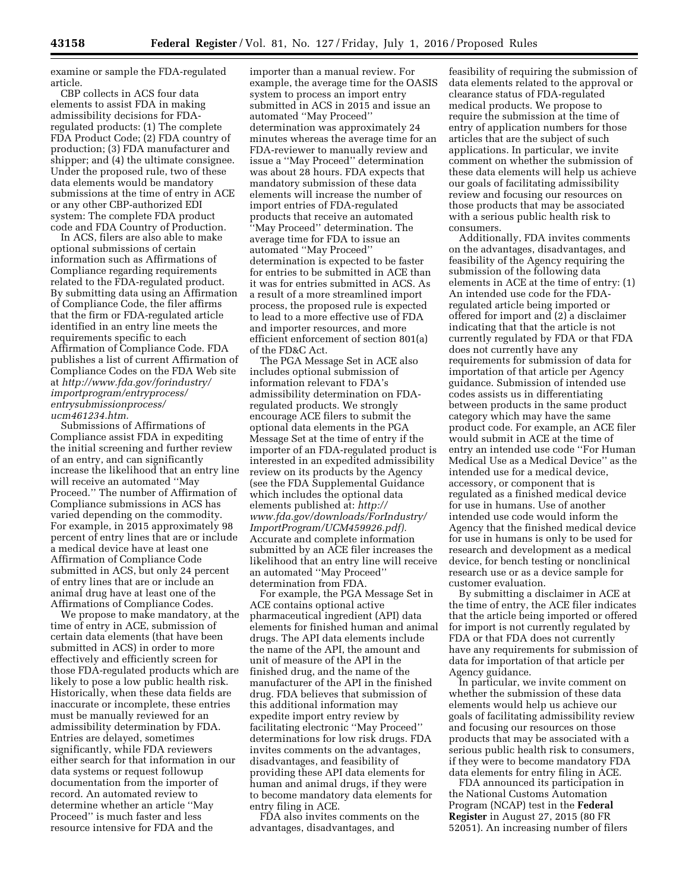examine or sample the FDA-regulated article.

CBP collects in ACS four data elements to assist FDA in making admissibility decisions for FDA-regulated products: (1) The complete FDA Product Code; (2) FDA country of production; (3) FDA manufacturer and shipper; and (4) the ultimate consignee. Under the proposed rule, two of these data elements would be mandatory submissions at the time of entry in ACE or any other CBP-authorized EDI system: The complete FDA product code and FDA Country of Production.

In ACS, filers are also able to make optional submissions of certain information such as Affirmations of Compliance regarding requirements related to the FDA-regulated product. By submitting data using an Affirmation of Compliance Code, the filer affirms that the firm or FDA-regulated article identified in an entry line meets the requirements specific to each Affirmation of Compliance Code. FDA publishes a list of current Affirmation of Compliance Codes on the FDA Web site at *http://www.fda.gov/forindustry/importprogram/entryprocess/entrysubmissionprocess/ucm461234.htm.*

Submissions of Affirmations of Compliance assist FDA in expediting the initial screening and further review of an entry, and can significantly increase the likelihood that an entry line will receive an automated "May Proceed." The number of Affirmation of Compliance submissions in ACS has varied depending on the commodity. For example, in 2015 approximately 98 percent of entry lines that are or include a medical device have at least one Affirmation of Compliance Code submitted in ACS, but only 24 percent of entry lines that are or include an animal drug have at least one of the Affirmations of Compliance Codes.

We propose to make mandatory, at the time of entry in ACE, submission of certain data elements (that have been submitted in ACS) in order to more effectively and efficiently screen for those FDA-regulated products which are likely to pose a low public health risk. Historically, when these data fields are inaccurate or incomplete, these entries must be manually reviewed for an admissibility determination by FDA. Entries are delayed, sometimes significantly, while FDA reviewers either search for that information in our data systems or request followup documentation from the importer of record. An automated review to determine whether an article "May Proceed" is much faster and less resource intensive for FDA and the importer than a manual review. For example, the average time for the OASIS system to process an import entry submitted in ACS in 2015 and issue an automated "May Proceed" determination was approximately 24 minutes whereas the average time for an FDA-reviewer to manually review and issue a "May Proceed" determination was about 28 hours. FDA expects that mandatory submission of these data elements will increase the number of import entries of FDA-regulated products that receive an automated "May Proceed" determination. The average time for FDA to issue an automated "May Proceed" determination is expected to be faster for entries to be submitted in ACE than it was for entries submitted in ACS. As a result of a more streamlined import process, the proposed rule is expected to lead to a more effective use of FDA and importer resources, and more efficient enforcement of section 801(a) of the FD&C Act.

The PGA Message Set in ACE also includes optional submission of information relevant to FDA's admissibility determination on FDA-regulated products. We strongly encourage ACE filers to submit the optional data elements in the PGA Message Set at the time of entry if the importer of an FDA-regulated product is interested in an expedited admissibility review on its products by the Agency (see the FDA Supplemental Guidance which includes the optional data elements published at: *http://www.fda.gov/downloads/ForIndustry/ImportProgram/UCM459926.pdf).* Accurate and complete information submitted by an ACE filer increases the likelihood that an entry line will receive an automated "May Proceed" determination from FDA.

For example, the PGA Message Set in ACE contains optional active pharmaceutical ingredient (API) data elements for finished human and animal drugs. The API data elements include the name of the API, the amount and unit of measure of the API in the finished drug, and the name of the manufacturer of the API in the finished drug. FDA believes that submission of this additional information may expedite import entry review by facilitating electronic "May Proceed" determinations for low risk drugs. FDA invites comments on the advantages, disadvantages, and feasibility of providing these API data elements for human and animal drugs, if they were to become mandatory data elements for entry filing in ACE.

FDA also invites comments on the advantages, disadvantages, and feasibility of requiring the submission of data elements related to the approval or clearance status of FDA-regulated medical products. We propose to require the submission at the time of entry of application numbers for those articles that are the subject of such applications. In particular, we invite comment on whether the submission of these data elements will help us achieve our goals of facilitating admissibility review and focusing our resources on those products that may be associated with a serious public health risk to consumers.

Additionally, FDA invites comments on the advantages, disadvantages, and feasibility of the Agency requiring the submission of the following data elements in ACE at the time of entry: (1) An intended use code for the FDA-regulated article being imported or offered for import and (2) a disclaimer indicating that that the article is not currently regulated by FDA or that FDA does not currently have any requirements for submission of data for importation of that article per Agency guidance. Submission of intended use codes assists us in differentiating between products in the same product category which may have the same product code. For example, an ACE filer would submit in ACE at the time of entry an intended use code "For Human Medical Use as a Medical Device" as the intended use for a medical device, accessory, or component that is regulated as a finished medical device for use in humans. Use of another intended use code would inform the Agency that the finished medical device for use in humans is only to be used for research and development as a medical device, for bench testing or nonclinical research use or as a device sample for customer evaluation.

By submitting a disclaimer in ACE at the time of entry, the ACE filer indicates that the article being imported or offered for import is not currently regulated by FDA or that FDA does not currently have any requirements for submission of data for importation of that article per Agency guidance.

In particular, we invite comment on whether the submission of these data elements would help us achieve our goals of facilitating admissibility review and focusing our resources on those products that may be associated with a serious public health risk to consumers, if they were to become mandatory FDA data elements for entry filing in ACE.

FDA announced its participation in the National Customs Automation Program (NCAP) test in the **Federal Register** in August 27, 2015 (80 FR 52051). An increasing number of filers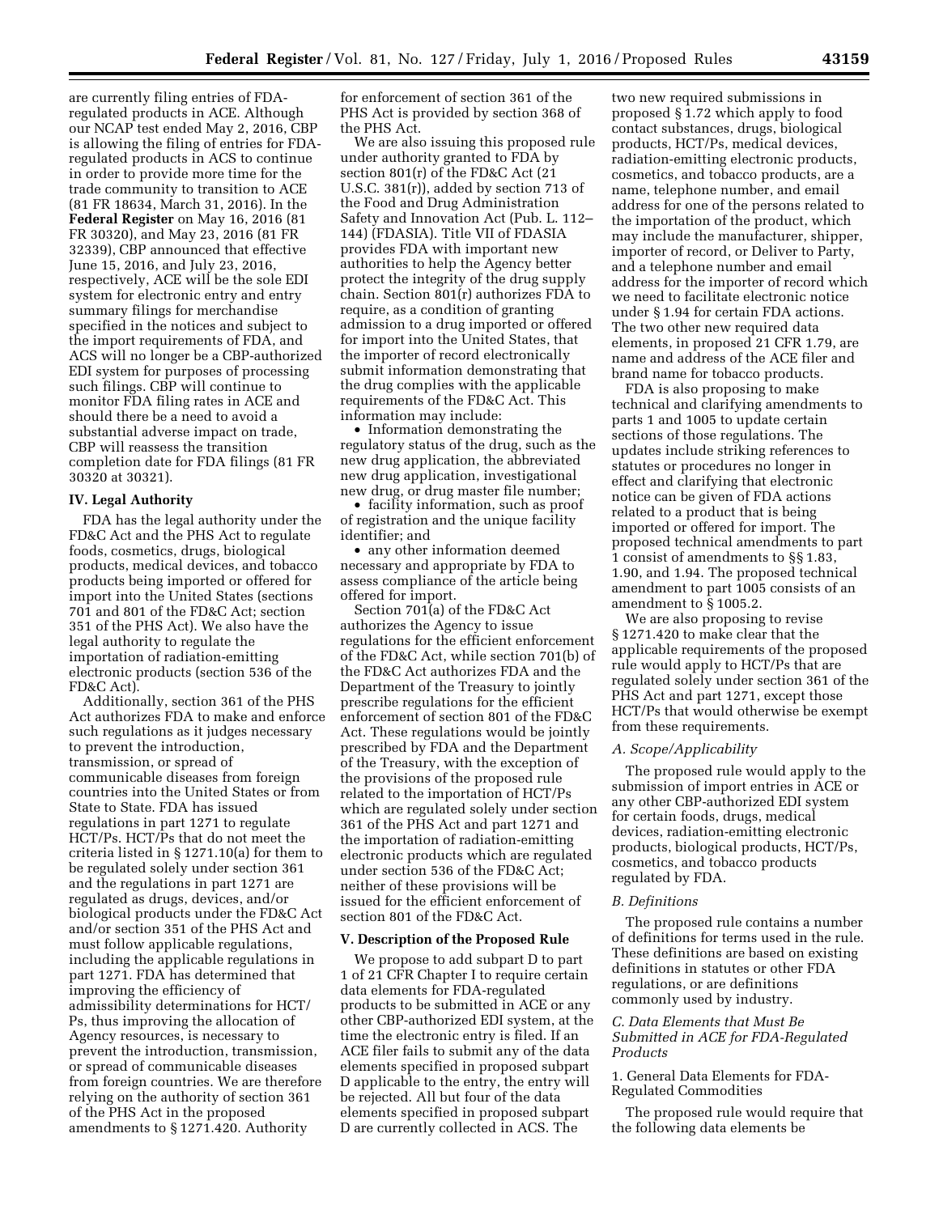are currently filing entries of FDA-regulated products in ACE. Although our NCAP test ended May 2, 2016, CBP is allowing the filing of entries for FDA-regulated products in ACS to continue in order to provide more time for the trade community to transition to ACE (81 FR 18634, March 31, 2016). In the **Federal Register** on May 16, 2016 (81 FR 30320), and May 23, 2016 (81 FR 32339), CBP announced that effective June 15, 2016, and July 23, 2016, respectively, ACE will be the sole EDI system for electronic entry and entry summary filings for merchandise specified in the notices and subject to the import requirements of FDA, and ACS will no longer be a CBP-authorized EDI system for purposes of processing such filings. CBP will continue to monitor FDA filing rates in ACE and should there be a need to avoid a substantial adverse impact on trade, CBP will reassess the transition completion date for FDA filings (81 FR 30320 at 30321).

## IV. Legal Authority

FDA has the legal authority under the FD&C Act and the PHS Act to regulate foods, cosmetics, drugs, biological products, medical devices, and tobacco products being imported or offered for import into the United States (sections 701 and 801 of the FD&C Act; section 351 of the PHS Act). We also have the legal authority to regulate the importation of radiation-emitting electronic products (section 536 of the FD&C Act).

Additionally, section 361 of the PHS Act authorizes FDA to make and enforce such regulations as it judges necessary to prevent the introduction, transmission, or spread of communicable diseases from foreign countries into the United States or from State to State. FDA has issued regulations in part 1271 to regulate HCT/Ps. HCT/Ps that do not meet the criteria listed in § 1271.10(a) for them to be regulated solely under section 361 and the regulations in part 1271 are regulated as drugs, devices, and/or biological products under the FD&C Act and/or section 351 of the PHS Act and must follow applicable regulations, including the applicable regulations in part 1271. FDA has determined that improving the efficiency of admissibility determinations for HCT/Ps, thus improving the allocation of Agency resources, is necessary to prevent the introduction, transmission, or spread of communicable diseases from foreign countries. We are therefore relying on the authority of section 361 of the PHS Act in the proposed amendments to § 1271.420. Authority for enforcement of section 361 of the PHS Act is provided by section 368 of the PHS Act.

We are also issuing this proposed rule under authority granted to FDA by section 801(r) of the FD&C Act (21 U.S.C. 381(r)), added by section 713 of the Food and Drug Administration Safety and Innovation Act (Pub. L. 112–144) (FDASIA). Title VII of FDASIA provides FDA with important new authorities to help the Agency better protect the integrity of the drug supply chain. Section 801(r) authorizes FDA to require, as a condition of granting admission to a drug imported or offered for import into the United States, that the importer of record electronically submit information demonstrating that the drug complies with the applicable requirements of the FD&C Act. This information may include:

- Information demonstrating the regulatory status of the drug, such as the new drug application, the abbreviated new drug application, investigational new drug, or drug master file number;
- facility information, such as proof of registration and the unique facility identifier; and
- any other information deemed necessary and appropriate by FDA to assess compliance of the article being offered for import.

Section 701(a) of the FD&C Act authorizes the Agency to issue regulations for the efficient enforcement of the FD&C Act, while section 701(b) of the FD&C Act authorizes FDA and the Department of the Treasury to jointly prescribe regulations for the efficient enforcement of section 801 of the FD&C Act. These regulations would be jointly prescribed by FDA and the Department of the Treasury, with the exception of the provisions of the proposed rule related to the importation of HCT/Ps which are regulated solely under section 361 of the PHS Act and part 1271 and the importation of radiation-emitting electronic products which are regulated under section 536 of the FD&C Act; neither of these provisions will be issued for the efficient enforcement of section 801 of the FD&C Act.

## V. Description of the Proposed Rule

We propose to add subpart D to part 1 of 21 CFR Chapter I to require certain data elements for FDA-regulated products to be submitted in ACE or any other CBP-authorized EDI system, at the time the electronic entry is filed. If an ACE filer fails to submit any of the data elements specified in proposed subpart D applicable to the entry, the entry will be rejected. All but four of the data elements specified in proposed subpart D are currently collected in ACS. The two new required submissions in proposed § 1.72 which apply to food contact substances, drugs, biological products, HCT/Ps, medical devices, radiation-emitting electronic products, cosmetics, and tobacco products, are a name, telephone number, and email address for one of the persons related to the importation of the product, which may include the manufacturer, shipper, importer of record, or Deliver to Party, and a telephone number and email address for the importer of record which we need to facilitate electronic notice under § 1.94 for certain FDA actions. The two other new required data elements, in proposed 21 CFR 1.79, are name and address of the ACE filer and brand name for tobacco products.

FDA is also proposing to make technical and clarifying amendments to parts 1 and 1005 to update certain sections of those regulations. The updates include striking references to statutes or procedures no longer in effect and clarifying that electronic notice can be given of FDA actions related to a product that is being imported or offered for import. The proposed technical amendments to part 1 consist of amendments to §§ 1.83, 1.90, and 1.94. The proposed technical amendment to part 1005 consists of an amendment to § 1005.2.

We are also proposing to revise § 1271.420 to make clear that the applicable requirements of the proposed rule would apply to HCT/Ps that are regulated solely under section 361 of the PHS Act and part 1271, except those HCT/Ps that would otherwise be exempt from these requirements.

### *A. Scope/Applicability*

The proposed rule would apply to the submission of import entries in ACE or any other CBP-authorized EDI system for certain foods, drugs, medical devices, radiation-emitting electronic products, biological products, HCT/Ps, cosmetics, and tobacco products regulated by FDA.

### *B. Definitions*

The proposed rule contains a number of definitions for terms used in the rule. These definitions are based on existing definitions in statutes or other FDA regulations, or are definitions commonly used by industry.

### *C. Data Elements that Must Be Submitted in ACE for FDA-Regulated Products*

1. General Data Elements for FDA-Regulated Commodities

The proposed rule would require that the following data elements be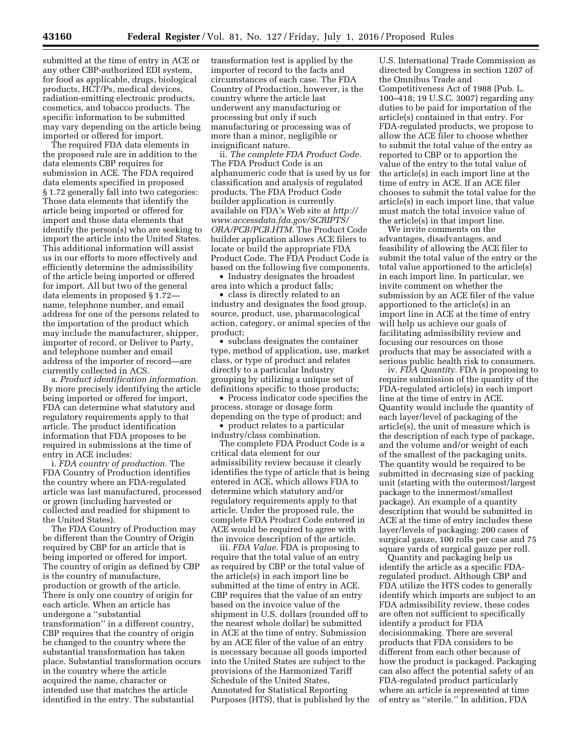submitted at the time of entry in ACE or any other CBP-authorized EDI system, for food as applicable, drugs, biological products, HCT/Ps, medical devices, radiation-emitting electronic products, cosmetics, and tobacco products. The specific information to be submitted may vary depending on the article being imported or offered for import.

The required FDA data elements in the proposed rule are in addition to the data elements CBP requires for submission in ACE. The FDA required data elements specified in proposed § 1.72 generally fall into two categories: Those data elements that identify the article being imported or offered for import and those data elements that identify the person(s) who are seeking to import the article into the United States. This additional information will assist us in our efforts to more effectively and efficiently determine the admissibility of the article being imported or offered for import. All but two of the general data elements in proposed § 1.72—name, telephone number, and email address for one of the persons related to the importation of the product which may include the manufacturer, shipper, importer of record, or Deliver to Party, and telephone number and email address of the importer of record—are currently collected in ACS.

a. *Product identification information.* By more precisely identifying the article being imported or offered for import, FDA can determine what statutory and regulatory requirements apply to that article. The product identification information that FDA proposes to be required in submissions at the time of entry in ACE includes:

i. *FDA country of production.* The FDA Country of Production identifies the country where an FDA-regulated article was last manufactured, processed or grown (including harvested or collected and readied for shipment to the United States).

The FDA Country of Production may be different than the Country of Origin required by CBP for an article that is being imported or offered for import. The country of origin as defined by CBP is the country of manufacture, production or growth of the article. There is only one country of origin for each article. When an article has undergone a ''substantial transformation'' in a different country, CBP requires that the country of origin be changed to the country where the substantial transformation has taken place. Substantial transformation occurs in the country where the article acquired the name, character or intended use that matches the article identified in the entry. The substantial transformation test is applied by the importer of record to the facts and circumstances of each case. The FDA Country of Production, however, is the country where the article last underwent any manufacturing or processing but only if such manufacturing or processing was of more than a minor, negligible or insignificant nature.

ii. *The complete FDA Product Code.* The FDA Product Code is an alphanumeric code that is used by us for classification and analysis of regulated products. The FDA Product Code builder application is currently available on FDA's Web site at *http://www.accessdata.fda.gov/SCRIPTS/ORA/PCB/PCB.HTM.* The Product Code builder application allows ACE filers to locate or build the appropriate FDA Product Code. The FDA Product Code is based on the following five components.

- Industry designates the broadest area into which a product falls;
- class is directly related to an industry and designates the food group, source, product, use, pharmacological action, category, or animal species of the product;
- subclass designates the container type, method of application, use, market class, or type of product and relates directly to a particular Industry grouping by utilizing a unique set of definitions specific to those products;
- Process indicator code specifies the process, storage or dosage form depending on the type of product; and
- product relates to a particular industry/class combination.

The complete FDA Product Code is a critical data element for our admissibility review because it clearly identifies the type of article that is being entered in ACE, which allows FDA to determine which statutory and/or regulatory requirements apply to that article. Under the proposed rule, the complete FDA Product Code entered in ACE would be required to agree with the invoice description of the article.

iii. *FDA Value.* FDA is proposing to require that the total value of an entry as required by CBP or the total value of the article(s) in each import line be submitted at the time of entry in ACE. CBP requires that the value of an entry based on the invoice value of the shipment in U.S. dollars (rounded off to the nearest whole dollar) be submitted in ACE at the time of entry. Submission by an ACE filer of the value of an entry is necessary because all goods imported into the United States are subject to the provisions of the Harmonized Tariff Schedule of the United States, Annotated for Statistical Reporting Purposes (HTS), that is published by the U.S. International Trade Commission as directed by Congress in section 1207 of the Omnibus Trade and Competitiveness Act of 1988 (Pub. L. 100–418; 19 U.S.C. 3007) regarding any duties to be paid for importation of the article(s) contained in that entry. For FDA-regulated products, we propose to allow the ACE filer to choose whether to submit the total value of the entry as reported to CBP or to apportion the value of the entry to the total value of the article(s) in each import line at the time of entry in ACE. If an ACE filer chooses to submit the total value for the article(s) in each import line, that value must match the total invoice value of the article(s) in that import line.

We invite comments on the advantages, disadvantages, and feasibility of allowing the ACE filer to submit the total value of the entry or the total value apportioned to the article(s) in each import line. In particular, we invite comment on whether the submission by an ACE filer of the value apportioned to the article(s) in an import line in ACE at the time of entry will help us achieve our goals of facilitating admissibility review and focusing our resources on those products that may be associated with a serious public health risk to consumers.

iv. *FDA Quantity.* FDA is proposing to require submission of the quantity of the FDA-regulated article(s) in each import line at the time of entry in ACE. Quantity would include the quantity of each layer/level of packaging of the article(s), the unit of measure which is the description of each type of package, and the volume and/or weight of each of the smallest of the packaging units. The quantity would be required to be submitted in decreasing size of packing unit (starting with the outermost/largest package to the innermost/smallest package). An example of a quantity description that would be submitted in ACE at the time of entry includes these layer/levels of packaging: 200 cases of surgical gauze, 100 rolls per case and 75 square yards of surgical gauze per roll.

Quantity and packaging help us identify the article as a specific FDA-regulated product. Although CBP and FDA utilize the HTS codes to generally identify which imports are subject to an FDA admissibility review, these codes are often not sufficient to specifically identify a product for FDA decisionmaking. There are several products that FDA considers to be different from each other because of how the product is packaged. Packaging can also affect the potential safety of an FDA-regulated product particularly where an article is represented at time of entry as ''sterile.'' In addition, FDA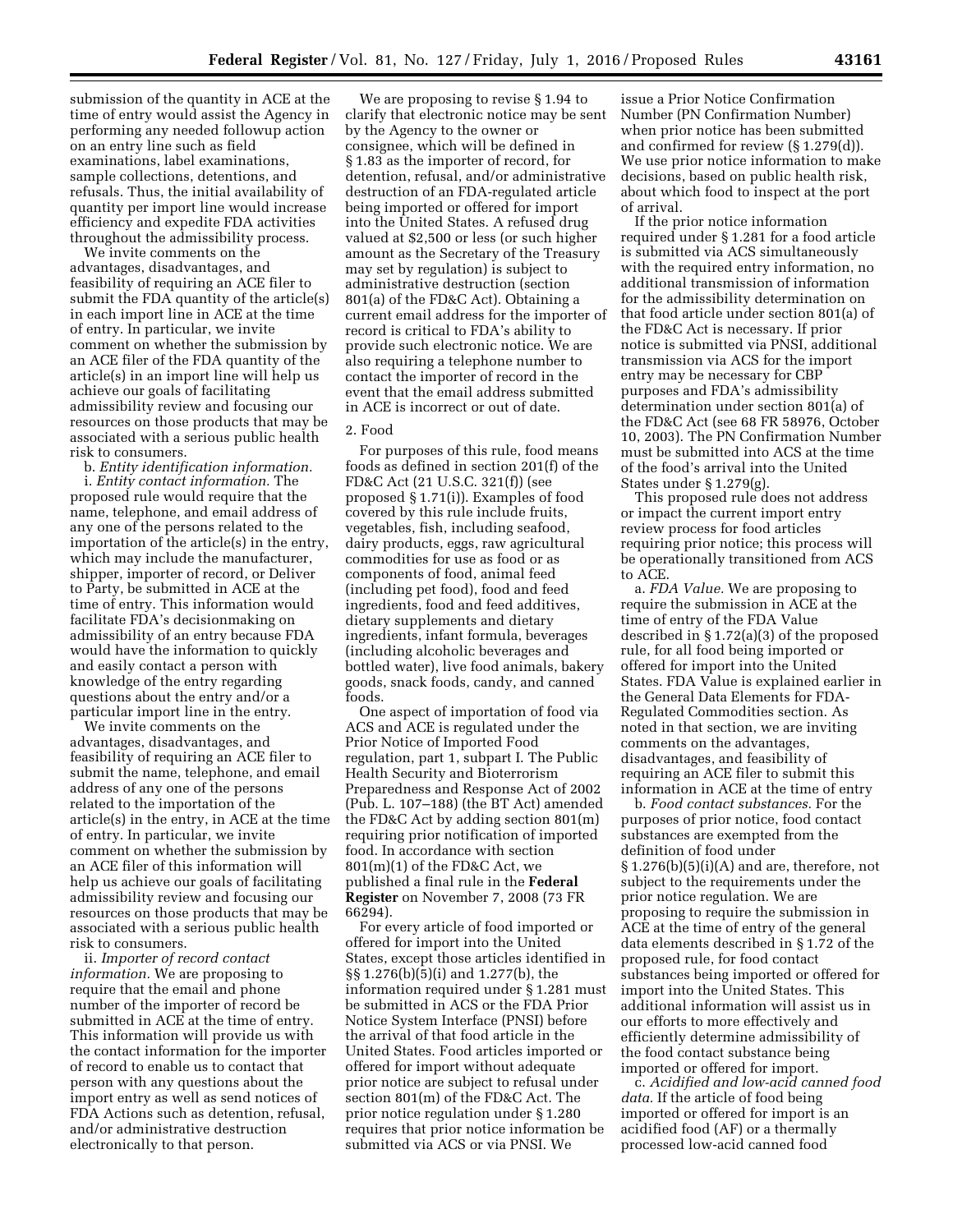submission of the quantity in ACE at the time of entry would assist the Agency in performing any needed followup action on an entry line such as field examinations, label examinations, sample collections, detentions, and refusals. Thus, the initial availability of quantity per import line would increase efficiency and expedite FDA activities throughout the admissibility process.

We invite comments on the advantages, disadvantages, and feasibility of requiring an ACE filer to submit the FDA quantity of the article(s) in each import line in ACE at the time of entry. In particular, we invite comment on whether the submission by an ACE filer of the FDA quantity of the article(s) in an import line will help us achieve our goals of facilitating admissibility review and focusing our resources on those products that may be associated with a serious public health risk to consumers.

b. *Entity identification information.*

i. *Entity contact information.* The proposed rule would require that the name, telephone, and email address of any one of the persons related to the importation of the article(s) in the entry, which may include the manufacturer, shipper, importer of record, or Deliver to Party, be submitted in ACE at the time of entry. This information would facilitate FDA's decisionmaking on admissibility of an entry because FDA would have the information to quickly and easily contact a person with knowledge of the entry regarding questions about the entry and/or a particular import line in the entry.

We invite comments on the advantages, disadvantages, and feasibility of requiring an ACE filer to submit the name, telephone, and email address of any one of the persons related to the importation of the article(s) in the entry, in ACE at the time of entry. In particular, we invite comment on whether the submission by an ACE filer of this information will help us achieve our goals of facilitating admissibility review and focusing our resources on those products that may be associated with a serious public health risk to consumers.

ii. *Importer of record contact information.* We are proposing to require that the email and phone number of the importer of record be submitted in ACE at the time of entry. This information will provide us with the contact information for the importer of record to enable us to contact that person with any questions about the import entry as well as send notices of FDA Actions such as detention, refusal, and/or administrative destruction electronically to that person.

We are proposing to revise § 1.94 to clarify that electronic notice may be sent by the Agency to the owner or consignee, which will be defined in § 1.83 as the importer of record, for detention, refusal, and/or administrative destruction of an FDA-regulated article being imported or offered for import into the United States. A refused drug valued at $2,500 or less (or such higher amount as the Secretary of the Treasury may set by regulation) is subject to administrative destruction (section 801(a) of the FD&C Act). Obtaining a current email address for the importer of record is critical to FDA's ability to provide such electronic notice. We are also requiring a telephone number to contact the importer of record in the event that the email address submitted in ACE is incorrect or out of date.

2. Food

For purposes of this rule, food means foods as defined in section 201(f) of the FD&C Act (21 U.S.C. 321(f)) (see proposed § 1.71(i)). Examples of food covered by this rule include fruits, vegetables, fish, including seafood, dairy products, eggs, raw agricultural commodities for use as food or as components of food, animal feed (including pet food), food and feed ingredients, food and feed additives, dietary supplements and dietary ingredients, infant formula, beverages (including alcoholic beverages and bottled water), live food animals, bakery goods, snack foods, candy, and canned foods.

One aspect of importation of food via ACS and ACE is regulated under the Prior Notice of Imported Food regulation, part 1, subpart I. The Public Health Security and Bioterrorism Preparedness and Response Act of 2002 (Pub. L. 107–188) (the BT Act) amended the FD&C Act by adding section 801(m) requiring prior notification of imported food. In accordance with section 801(m)(1) of the FD&C Act, we published a final rule in the **Federal Register** on November 7, 2008 (73 FR 66294).

For every article of food imported or offered for import into the United States, except those articles identified in §§ 1.276(b)(5)(i) and 1.277(b), the information required under § 1.281 must be submitted in ACS or the FDA Prior Notice System Interface (PNSI) before the arrival of that food article in the United States. Food articles imported or offered for import without adequate prior notice are subject to refusal under section 801(m) of the FD&C Act. The prior notice regulation under § 1.280 requires that prior notice information be submitted via ACS or via PNSI. We issue a Prior Notice Confirmation Number (PN Confirmation Number) when prior notice has been submitted and confirmed for review (§ 1.279(d)). We use prior notice information to make decisions, based on public health risk, about which food to inspect at the port of arrival.

If the prior notice information required under § 1.281 for a food article is submitted via ACS simultaneously with the required entry information, no additional transmission of information for the admissibility determination on that food article under section 801(a) of the FD&C Act is necessary. If prior notice is submitted via PNSI, additional transmission via ACS for the import entry may be necessary for CBP purposes and FDA's admissibility determination under section 801(a) of the FD&C Act (see 68 FR 58976, October 10, 2003). The PN Confirmation Number must be submitted into ACS at the time of the food's arrival into the United States under § 1.279(g).

This proposed rule does not address or impact the current import entry review process for food articles requiring prior notice; this process will be operationally transitioned from ACS to ACE.

a. *FDA Value.* We are proposing to require the submission in ACE at the time of entry of the FDA Value described in § 1.72(a)(3) of the proposed rule, for all food being imported or offered for import into the United States. FDA Value is explained earlier in the General Data Elements for FDA-Regulated Commodities section. As noted in that section, we are inviting comments on the advantages, disadvantages, and feasibility of requiring an ACE filer to submit this information in ACE at the time of entry

b. *Food contact substances.* For the purposes of prior notice, food contact substances are exempted from the definition of food under § 1.276(b)(5)(i)(A) and are, therefore, not subject to the requirements under the prior notice regulation. We are proposing to require the submission in ACE at the time of entry of the general data elements described in § 1.72 of the proposed rule, for food contact substances being imported or offered for import into the United States. This additional information will assist us in our efforts to more effectively and efficiently determine admissibility of the food contact substance being imported or offered for import.

c. *Acidified and low-acid canned food data.* If the article of food being imported or offered for import is an acidified food (AF) or a thermally processed low-acid canned food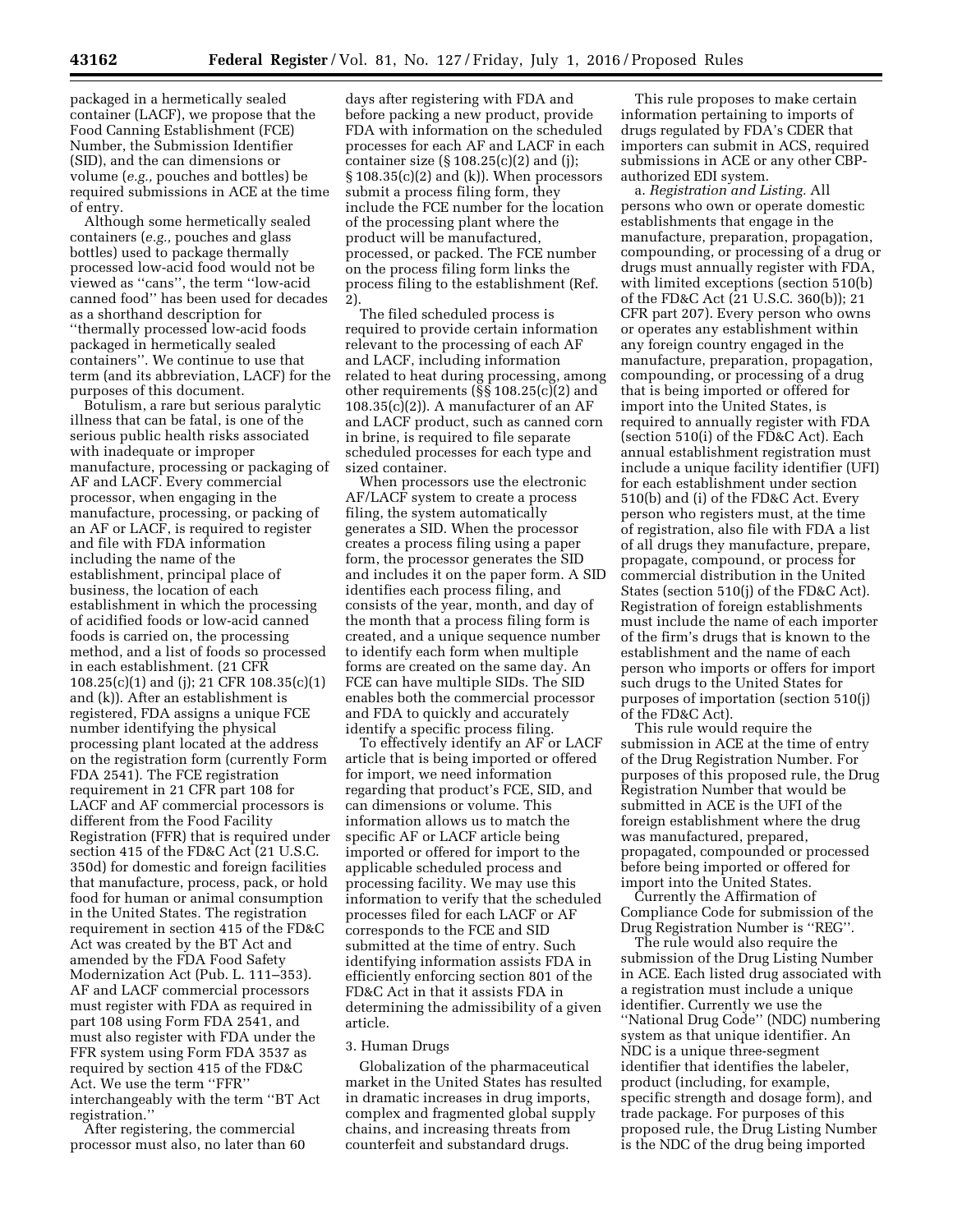packaged in a hermetically sealed container (LACF), we propose that the Food Canning Establishment (FCE) Number, the Submission Identifier (SID), and the can dimensions or volume (*e.g.,* pouches and bottles) be required submissions in ACE at the time of entry.

Although some hermetically sealed containers (*e.g.,* pouches and glass bottles) used to package thermally processed low-acid food would not be viewed as ''cans'', the term ''low-acid canned food'' has been used for decades as a shorthand description for ''thermally processed low-acid foods packaged in hermetically sealed containers''. We continue to use that term (and its abbreviation, LACF) for the purposes of this document.

Botulism, a rare but serious paralytic illness that can be fatal, is one of the serious public health risks associated with inadequate or improper manufacture, processing or packaging of AF and LACF. Every commercial processor, when engaging in the manufacture, processing, or packing of an AF or LACF, is required to register and file with FDA information including the name of the establishment, principal place of business, the location of each establishment in which the processing of acidified foods or low-acid canned foods is carried on, the processing method, and a list of foods so processed in each establishment. (21 CFR 108.25(c)(1) and (j); 21 CFR 108.35(c)(1) and (k)). After an establishment is registered, FDA assigns a unique FCE number identifying the physical processing plant located at the address on the registration form (currently Form FDA 2541). The FCE registration requirement in 21 CFR part 108 for LACF and AF commercial processors is different from the Food Facility Registration (FFR) that is required under section 415 of the FD&C Act (21 U.S.C. 350d) for domestic and foreign facilities that manufacture, process, pack, or hold food for human or animal consumption in the United States. The registration requirement in section 415 of the FD&C Act was created by the BT Act and amended by the FDA Food Safety Modernization Act (Pub. L. 111–353). AF and LACF commercial processors must register with FDA as required in part 108 using Form FDA 2541, and must also register with FDA under the FFR system using Form FDA 3537 as required by section 415 of the FD&C Act. We use the term ''FFR'' interchangeably with the term ''BT Act registration.''

After registering, the commercial processor must also, no later than 60 days after registering with FDA and before packing a new product, provide FDA with information on the scheduled processes for each AF and LACF in each container size (§ 108.25(c)(2) and (j); § 108.35(c)(2) and (k)). When processors submit a process filing form, they include the FCE number for the location of the processing plant where the product will be manufactured, processed, or packed. The FCE number on the process filing form links the process filing to the establishment (Ref. 2).

The filed scheduled process is required to provide certain information relevant to the processing of each AF and LACF, including information related to heat during processing, among other requirements (§§ 108.25(c)(2) and 108.35(c)(2)). A manufacturer of an AF and LACF product, such as canned corn in brine, is required to file separate scheduled processes for each type and sized container.

When processors use the electronic AF/LACF system to create a process filing, the system automatically generates a SID. When the processor creates a process filing using a paper form, the processor generates the SID and includes it on the paper form. A SID identifies each process filing, and consists of the year, month, and day of the month that a process filing form is created, and a unique sequence number to identify each form when multiple forms are created on the same day. An FCE can have multiple SIDs. The SID enables both the commercial processor and FDA to quickly and accurately identify a specific process filing.

To effectively identify an AF or LACF article that is being imported or offered for import, we need information regarding that product's FCE, SID, and can dimensions or volume. This information allows us to match the specific AF or LACF article being imported or offered for import to the applicable scheduled process and processing facility. We may use this information to verify that the scheduled processes filed for each LACF or AF corresponds to the FCE and SID submitted at the time of entry. Such identifying information assists FDA in efficiently enforcing section 801 of the FD&C Act in that it assists FDA in determining the admissibility of a given article.

### 3. Human Drugs

Globalization of the pharmaceutical market in the United States has resulted in dramatic increases in drug imports, complex and fragmented global supply chains, and increasing threats from counterfeit and substandard drugs.

This rule proposes to make certain information pertaining to imports of drugs regulated by FDA's CDER that importers can submit in ACS, required submissions in ACE or any other CBP-authorized EDI system.

a. *Registration and Listing.* All persons who own or operate domestic establishments that engage in the manufacture, preparation, propagation, compounding, or processing of a drug or drugs must annually register with FDA, with limited exceptions (section 510(b) of the FD&C Act (21 U.S.C. 360(b)); 21 CFR part 207). Every person who owns or operates any establishment within any foreign country engaged in the manufacture, preparation, propagation, compounding, or processing of a drug that is being imported or offered for import into the United States, is required to annually register with FDA (section 510(i) of the FD&C Act). Each annual establishment registration must include a unique facility identifier (UFI) for each establishment under section 510(b) and (i) of the FD&C Act. Every person who registers must, at the time of registration, also file with FDA a list of all drugs they manufacture, prepare, propagate, compound, or process for commercial distribution in the United States (section 510(j) of the FD&C Act). Registration of foreign establishments must include the name of each importer of the firm's drugs that is known to the establishment and the name of each person who imports or offers for import such drugs to the United States for purposes of importation (section 510(j) of the FD&C Act).

This rule would require the submission in ACE at the time of entry of the Drug Registration Number. For purposes of this proposed rule, the Drug Registration Number that would be submitted in ACE is the UFI of the foreign establishment where the drug was manufactured, prepared, propagated, compounded or processed before being imported or offered for import into the United States.

Currently the Affirmation of Compliance Code for submission of the Drug Registration Number is ''REG''.

The rule would also require the submission of the Drug Listing Number in ACE. Each listed drug associated with a registration must include a unique identifier. Currently we use the ''National Drug Code'' (NDC) numbering system as that unique identifier. An NDC is a unique three-segment identifier that identifies the labeler, product (including, for example, specific strength and dosage form), and trade package. For purposes of this proposed rule, the Drug Listing Number is the NDC of the drug being imported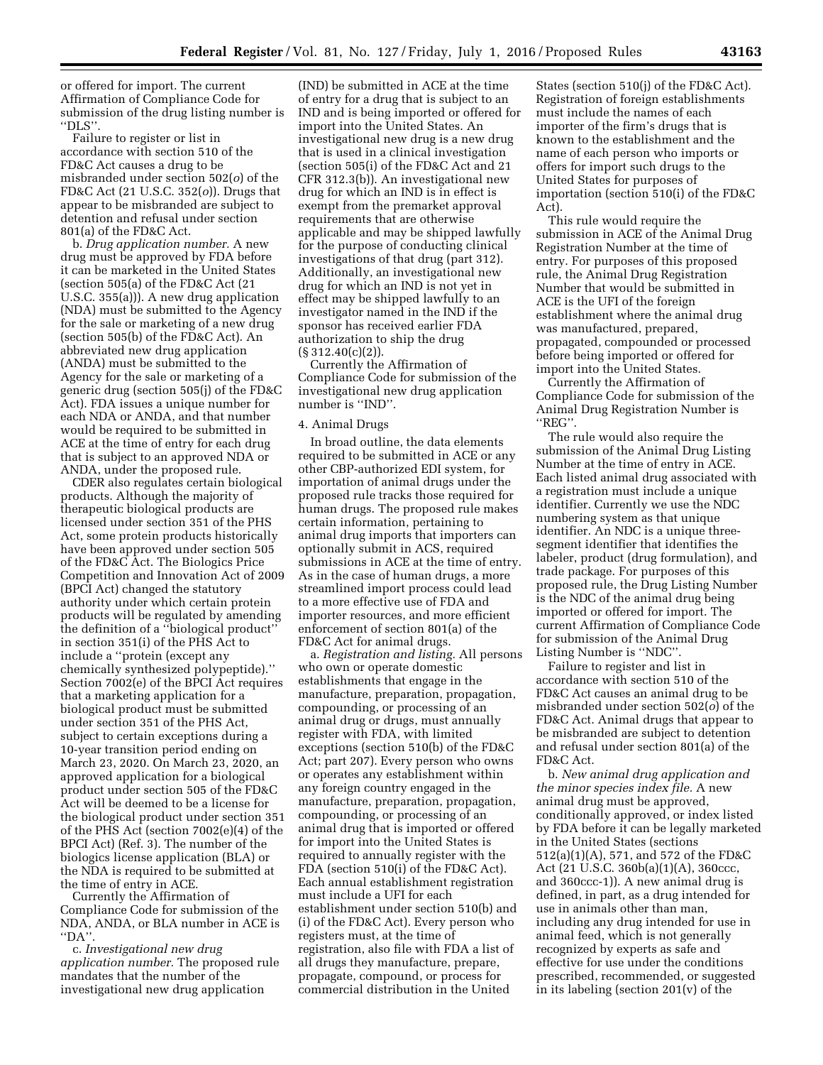or offered for import. The current Affirmation of Compliance Code for submission of the drug listing number is ''DLS''.

Failure to register or list in accordance with section 510 of the FD&C Act causes a drug to be misbranded under section 502(*o*) of the FD&C Act (21 U.S.C. 352(*o*)). Drugs that appear to be misbranded are subject to detention and refusal under section 801(a) of the FD&C Act.

b. *Drug application number.* A new drug must be approved by FDA before it can be marketed in the United States (section 505(a) of the FD&C Act (21 U.S.C. 355(a))). A new drug application (NDA) must be submitted to the Agency for the sale or marketing of a new drug (section 505(b) of the FD&C Act). An abbreviated new drug application (ANDA) must be submitted to the Agency for the sale or marketing of a generic drug (section 505(j) of the FD&C Act). FDA issues a unique number for each NDA or ANDA, and that number would be required to be submitted in ACE at the time of entry for each drug that is subject to an approved NDA or ANDA, under the proposed rule.

CDER also regulates certain biological products. Although the majority of therapeutic biological products are licensed under section 351 of the PHS Act, some protein products historically have been approved under section 505 of the FD&C Act. The Biologics Price Competition and Innovation Act of 2009 (BPCI Act) changed the statutory authority under which certain protein products will be regulated by amending the definition of a ''biological product'' in section 351(i) of the PHS Act to include a ''protein (except any chemically synthesized polypeptide).'' Section 7002(e) of the BPCI Act requires that a marketing application for a biological product must be submitted under section 351 of the PHS Act, subject to certain exceptions during a 10-year transition period ending on March 23, 2020. On March 23, 2020, an approved application for a biological product under section 505 of the FD&C Act will be deemed to be a license for the biological product under section 351 of the PHS Act (section 7002(e)(4) of the BPCI Act) (Ref. 3). The number of the biologics license application (BLA) or the NDA is required to be submitted at the time of entry in ACE.

Currently the Affirmation of Compliance Code for submission of the NDA, ANDA, or BLA number in ACE is ''DA''.

c. *Investigational new drug application number.* The proposed rule mandates that the number of the investigational new drug application (IND) be submitted in ACE at the time of entry for a drug that is subject to an IND and is being imported or offered for import into the United States. An investigational new drug is a new drug that is used in a clinical investigation (section 505(i) of the FD&C Act and 21 CFR 312.3(b)). An investigational new drug for which an IND is in effect is exempt from the premarket approval requirements that are otherwise applicable and may be shipped lawfully for the purpose of conducting clinical investigations of that drug (part 312). Additionally, an investigational new drug for which an IND is not yet in effect may be shipped lawfully to an investigator named in the IND if the sponsor has received earlier FDA authorization to ship the drug (§ 312.40(c)(2)).

Currently the Affirmation of Compliance Code for submission of the investigational new drug application number is ''IND''.

4. Animal Drugs

In broad outline, the data elements required to be submitted in ACE or any other CBP-authorized EDI system, for importation of animal drugs under the proposed rule tracks those required for human drugs. The proposed rule makes certain information, pertaining to animal drug imports that importers can optionally submit in ACS, required submissions in ACE at the time of entry. As in the case of human drugs, a more streamlined import process could lead to a more effective use of FDA and importer resources, and more efficient enforcement of section 801(a) of the FD&C Act for animal drugs.

a. *Registration and listing.* All persons who own or operate domestic establishments that engage in the manufacture, preparation, propagation, compounding, or processing of an animal drug or drugs, must annually register with FDA, with limited exceptions (section 510(b) of the FD&C Act; part 207). Every person who owns or operates any establishment within any foreign country engaged in the manufacture, preparation, propagation, compounding, or processing of an animal drug that is imported or offered for import into the United States is required to annually register with the FDA (section 510(i) of the FD&C Act). Each annual establishment registration must include a UFI for each establishment under section 510(b) and (i) of the FD&C Act). Every person who registers must, at the time of registration, also file with FDA a list of all drugs they manufacture, prepare, propagate, compound, or process for commercial distribution in the United States (section 510(j) of the FD&C Act). Registration of foreign establishments must include the names of each importer of the firm's drugs that is known to the establishment and the name of each person who imports or offers for import such drugs to the United States for purposes of importation (section 510(i) of the FD&C Act).

This rule would require the submission in ACE of the Animal Drug Registration Number at the time of entry. For purposes of this proposed rule, the Animal Drug Registration Number that would be submitted in ACE is the UFI of the foreign establishment where the animal drug was manufactured, prepared, propagated, compounded or processed before being imported or offered for import into the United States.

Currently the Affirmation of Compliance Code for submission of the Animal Drug Registration Number is ''REG''.

The rule would also require the submission of the Animal Drug Listing Number at the time of entry in ACE. Each listed animal drug associated with a registration must include a unique identifier. Currently we use the NDC numbering system as that unique identifier. An NDC is a unique three-segment identifier that identifies the labeler, product (drug formulation), and trade package. For purposes of this proposed rule, the Drug Listing Number is the NDC of the animal drug being imported or offered for import. The current Affirmation of Compliance Code for submission of the Animal Drug Listing Number is ''NDC''.

Failure to register and list in accordance with section 510 of the FD&C Act causes an animal drug to be misbranded under section 502(*o*) of the FD&C Act. Animal drugs that appear to be misbranded are subject to detention and refusal under section 801(a) of the FD&C Act.

b. *New animal drug application and the minor species index file.* A new animal drug must be approved, conditionally approved, or index listed by FDA before it can be legally marketed in the United States (sections 512(a)(1)(A), 571, and 572 of the FD&C Act (21 U.S.C. 360b(a)(1)(A), 360ccc, and 360ccc-1)). A new animal drug is defined, in part, as a drug intended for use in animals other than man, including any drug intended for use in animal feed, which is not generally recognized by experts as safe and effective for use under the conditions prescribed, recommended, or suggested in its labeling (section 201(v) of the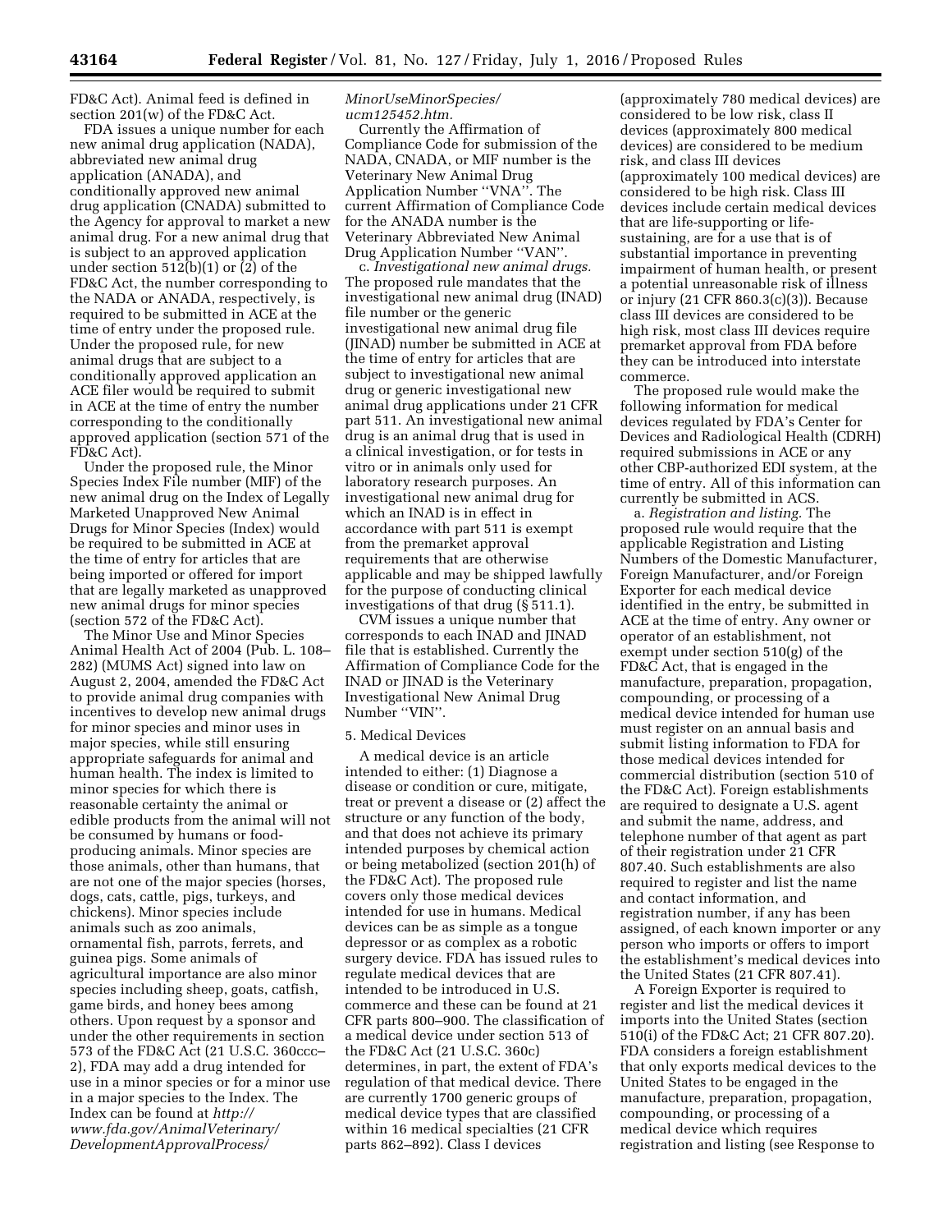FD&C Act). Animal feed is defined in section 201(w) of the FD&C Act.

FDA issues a unique number for each new animal drug application (NADA), abbreviated new animal drug application (ANADA), and conditionally approved new animal drug application (CNADA) submitted to the Agency for approval to market a new animal drug. For a new animal drug that is subject to an approved application under section 512(b)(1) or (2) of the FD&C Act, the number corresponding to the NADA or ANADA, respectively, is required to be submitted in ACE at the time of entry under the proposed rule. Under the proposed rule, for new animal drugs that are subject to a conditionally approved application an ACE filer would be required to submit in ACE at the time of entry the number corresponding to the conditionally approved application (section 571 of the FD&C Act).

Under the proposed rule, the Minor Species Index File number (MIF) of the new animal drug on the Index of Legally Marketed Unapproved New Animal Drugs for Minor Species (Index) would be required to be submitted in ACE at the time of entry for articles that are being imported or offered for import that are legally marketed as unapproved new animal drugs for minor species (section 572 of the FD&C Act).

The Minor Use and Minor Species Animal Health Act of 2004 (Pub. L. 108–282) (MUMS Act) signed into law on August 2, 2004, amended the FD&C Act to provide animal drug companies with incentives to develop new animal drugs for minor species and minor uses in major species, while still ensuring appropriate safeguards for animal and human health. The index is limited to minor species for which there is reasonable certainty the animal or edible products from the animal will not be consumed by humans or food-producing animals. Minor species are those animals, other than humans, that are not one of the major species (horses, dogs, cats, cattle, pigs, turkeys, and chickens). Minor species include animals such as zoo animals, ornamental fish, parrots, ferrets, and guinea pigs. Some animals of agricultural importance are also minor species including sheep, goats, catfish, game birds, and honey bees among others. Upon request by a sponsor and under the other requirements in section 573 of the FD&C Act (21 U.S.C. 360ccc–2), FDA may add a drug intended for use in a minor species or for a minor use in a major species to the Index. The Index can be found at *http://www.fda.gov/AnimalVeterinary/DevelopmentApprovalProcess/MinorUseMinorSpecies/ucm125452.htm.*

Currently the Affirmation of Compliance Code for submission of the NADA, CNADA, or MIF number is the Veterinary New Animal Drug Application Number ''VNA''. The current Affirmation of Compliance Code for the ANADA number is the Veterinary Abbreviated New Animal Drug Application Number ''VAN''.

c. *Investigational new animal drugs.* The proposed rule mandates that the investigational new animal drug (INAD) file number or the generic investigational new animal drug file (JINAD) number be submitted in ACE at the time of entry for articles that are subject to investigational new animal drug or generic investigational new animal drug applications under 21 CFR part 511. An investigational new animal drug is an animal drug that is used in a clinical investigation, or for tests in vitro or in animals only used for laboratory research purposes. An investigational new animal drug for which an INAD is in effect in accordance with part 511 is exempt from the premarket approval requirements that are otherwise applicable and may be shipped lawfully for the purpose of conducting clinical investigations of that drug (§ 511.1).

CVM issues a unique number that corresponds to each INAD and JINAD file that is established. Currently the Affirmation of Compliance Code for the INAD or JINAD is the Veterinary Investigational New Animal Drug Number ''VIN''.

5. Medical Devices

A medical device is an article intended to either: (1) Diagnose a disease or condition or cure, mitigate, treat or prevent a disease or (2) affect the structure or any function of the body, and that does not achieve its primary intended purposes by chemical action or being metabolized (section 201(h) of the FD&C Act). The proposed rule covers only those medical devices intended for use in humans. Medical devices can be as simple as a tongue depressor or as complex as a robotic surgery device. FDA has issued rules to regulate medical devices that are intended to be introduced in U.S. commerce and these can be found at 21 CFR parts 800–900. The classification of a medical device under section 513 of the FD&C Act (21 U.S.C. 360c) determines, in part, the extent of FDA's regulation of that medical device. There are currently 1700 generic groups of medical device types that are classified within 16 medical specialties (21 CFR parts 862–892). Class I devices (approximately 780 medical devices) are considered to be low risk, class II devices (approximately 800 medical devices) are considered to be medium risk, and class III devices (approximately 100 medical devices) are considered to be high risk. Class III devices include certain medical devices that are life-supporting or life-sustaining, are for a use that is of substantial importance in preventing impairment of human health, or present a potential unreasonable risk of illness or injury (21 CFR 860.3(c)(3)). Because class III devices are considered to be high risk, most class III devices require premarket approval from FDA before they can be introduced into interstate commerce.

The proposed rule would make the following information for medical devices regulated by FDA's Center for Devices and Radiological Health (CDRH) required submissions in ACE or any other CBP-authorized EDI system, at the time of entry. All of this information can currently be submitted in ACS.

a. *Registration and listing.* The proposed rule would require that the applicable Registration and Listing Numbers of the Domestic Manufacturer, Foreign Manufacturer, and/or Foreign Exporter for each medical device identified in the entry, be submitted in ACE at the time of entry. Any owner or operator of an establishment, not exempt under section 510(g) of the FD&C Act, that is engaged in the manufacture, preparation, propagation, compounding, or processing of a medical device intended for human use must register on an annual basis and submit listing information to FDA for those medical devices intended for commercial distribution (section 510 of the FD&C Act). Foreign establishments are required to designate a U.S. agent and submit the name, address, and telephone number of that agent as part of their registration under 21 CFR 807.40. Such establishments are also required to register and list the name and contact information, and registration number, if any has been assigned, of each known importer or any person who imports or offers to import the establishment's medical devices into the United States (21 CFR 807.41).

A Foreign Exporter is required to register and list the medical devices it imports into the United States (section 510(i) of the FD&C Act; 21 CFR 807.20). FDA considers a foreign establishment that only exports medical devices to the United States to be engaged in the manufacture, preparation, propagation, compounding, or processing of a medical device which requires registration and listing (see Response to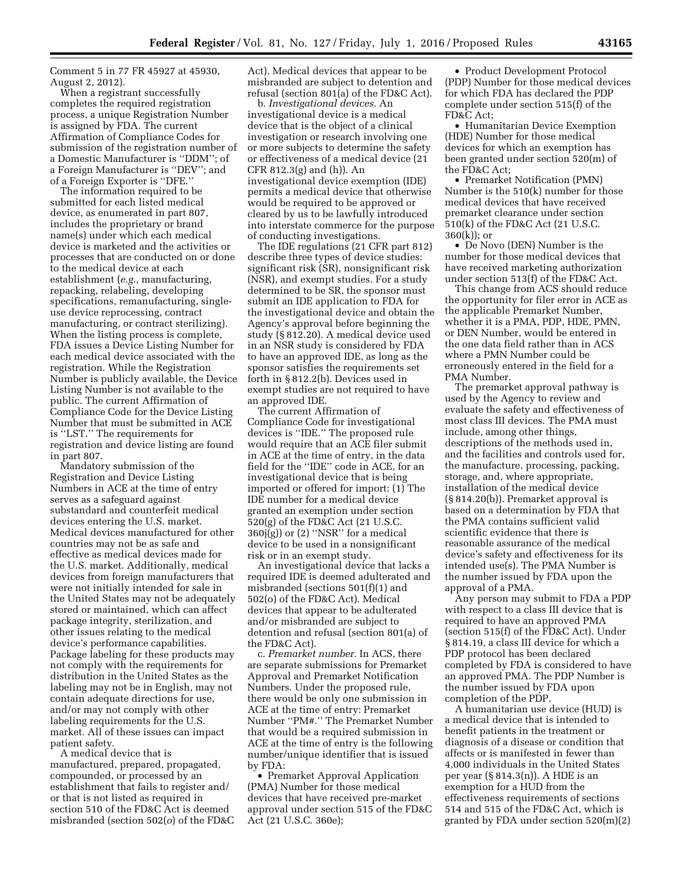Comment 5 in 77 FR 45927 at 45930, August 2, 2012).

When a registrant successfully completes the required registration process, a unique Registration Number is assigned by FDA. The current Affirmation of Compliance Codes for submission of the registration number of a Domestic Manufacturer is ''DDM''; of a Foreign Manufacturer is ''DEV''; and of a Foreign Exporter is ''DFE.''

The information required to be submitted for each listed medical device, as enumerated in part 807, includes the proprietary or brand name(s) under which each medical device is marketed and the activities or processes that are conducted on or done to the medical device at each establishment (*e.g.,* manufacturing, repacking, relabeling, developing specifications, remanufacturing, single-use device reprocessing, contract manufacturing, or contract sterilizing). When the listing process is complete, FDA issues a Device Listing Number for each medical device associated with the registration. While the Registration Number is publicly available, the Device Listing Number is not available to the public. The current Affirmation of Compliance Code for the Device Listing Number that must be submitted in ACE is ''LST.'' The requirements for registration and device listing are found in part 807.

Mandatory submission of the Registration and Device Listing Numbers in ACE at the time of entry serves as a safeguard against substandard and counterfeit medical devices entering the U.S. market. Medical devices manufactured for other countries may not be as safe and effective as medical devices made for the U.S. market. Additionally, medical devices from foreign manufacturers that were not initially intended for sale in the United States may not be adequately stored or maintained, which can affect package integrity, sterilization, and other issues relating to the medical device's performance capabilities. Package labeling for these products may not comply with the requirements for distribution in the United States as the labeling may not be in English, may not contain adequate directions for use, and/or may not comply with other labeling requirements for the U.S. market. All of these issues can impact patient safety.

A medical device that is manufactured, prepared, propagated, compounded, or processed by an establishment that fails to register and/or that is not listed as required in section 510 of the FD&C Act is deemed misbranded (section 502(*o*) of the FD&C Act). Medical devices that appear to be misbranded are subject to detention and refusal (section 801(a) of the FD&C Act).

b. *Investigational devices.* An investigational device is a medical device that is the object of a clinical investigation or research involving one or more subjects to determine the safety or effectiveness of a medical device (21 CFR 812.3(g) and (h)). An investigational device exemption (IDE) permits a medical device that otherwise would be required to be approved or cleared by us to be lawfully introduced into interstate commerce for the purpose of conducting investigations.

The IDE regulations (21 CFR part 812) describe three types of device studies: significant risk (SR), nonsignificant risk (NSR), and exempt studies. For a study determined to be SR, the sponsor must submit an IDE application to FDA for the investigational device and obtain the Agency's approval before beginning the study (§ 812.20). A medical device used in an NSR study is considered by FDA to have an approved IDE, as long as the sponsor satisfies the requirements set forth in § 812.2(b). Devices used in exempt studies are not required to have an approved IDE.

The current Affirmation of Compliance Code for investigational devices is ''IDE.'' The proposed rule would require that an ACE filer submit in ACE at the time of entry, in the data field for the ''IDE'' code in ACE, for an investigational device that is being imported or offered for import: (1) The IDE number for a medical device granted an exemption under section 520(g) of the FD&C Act (21 U.S.C. 360j(g)) or (2) ''NSR'' for a medical device to be used in a nonsignificant risk or in an exempt study.

An investigational device that lacks a required IDE is deemed adulterated and misbranded (sections 501(f)(1) and 502(o) of the FD&C Act). Medical devices that appear to be adulterated and/or misbranded are subject to detention and refusal (section 801(a) of the FD&C Act).

c. *Premarket number.* In ACS, there are separate submissions for Premarket Approval and Premarket Notification Numbers. Under the proposed rule, there would be only one submission in ACE at the time of entry: Premarket Number ''PM#.'' The Premarket Number that would be a required submission in ACE at the time of entry is the following number/unique identifier that is issued by FDA:

- Premarket Approval Application (PMA) Number for those medical devices that have received pre-market approval under section 515 of the FD&C Act (21 U.S.C. 360e);
- Product Development Protocol (PDP) Number for those medical devices for which FDA has declared the PDP complete under section 515(f) of the FD&C Act;
- Humanitarian Device Exemption (HDE) Number for those medical devices for which an exemption has been granted under section 520(m) of the FD&C Act;
- Premarket Notification (PMN) Number is the 510(k) number for those medical devices that have received premarket clearance under section 510(k) of the FD&C Act (21 U.S.C. 360(k)); or
- De Novo (DEN) Number is the number for those medical devices that have received marketing authorization under section 513(f) of the FD&C Act.

This change from ACS should reduce the opportunity for filer error in ACE as the applicable Premarket Number, whether it is a PMA, PDP, HDE, PMN, or DEN Number, would be entered in the one data field rather than in ACS where a PMN Number could be erroneously entered in the field for a PMA Number.

The premarket approval pathway is used by the Agency to review and evaluate the safety and effectiveness of most class III devices. The PMA must include, among other things, descriptions of the methods used in, and the facilities and controls used for, the manufacture, processing, packing, storage, and, where appropriate, installation of the medical device (§ 814.20(b)). Premarket approval is based on a determination by FDA that the PMA contains sufficient valid scientific evidence that there is reasonable assurance of the medical device's safety and effectiveness for its intended use(s). The PMA Number is the number issued by FDA upon the approval of a PMA.

Any person may submit to FDA a PDP with respect to a class III device that is required to have an approved PMA (section 515(f) of the FD&C Act). Under § 814.19, a class III device for which a PDP protocol has been declared completed by FDA is considered to have an approved PMA. The PDP Number is the number issued by FDA upon completion of the PDP.

A humanitarian use device (HUD) is a medical device that is intended to benefit patients in the treatment or diagnosis of a disease or condition that affects or is manifested in fewer than 4,000 individuals in the United States per year (§ 814.3(n)). A HDE is an exemption for a HUD from the effectiveness requirements of sections 514 and 515 of the FD&C Act, which is granted by FDA under section 520(m)(2)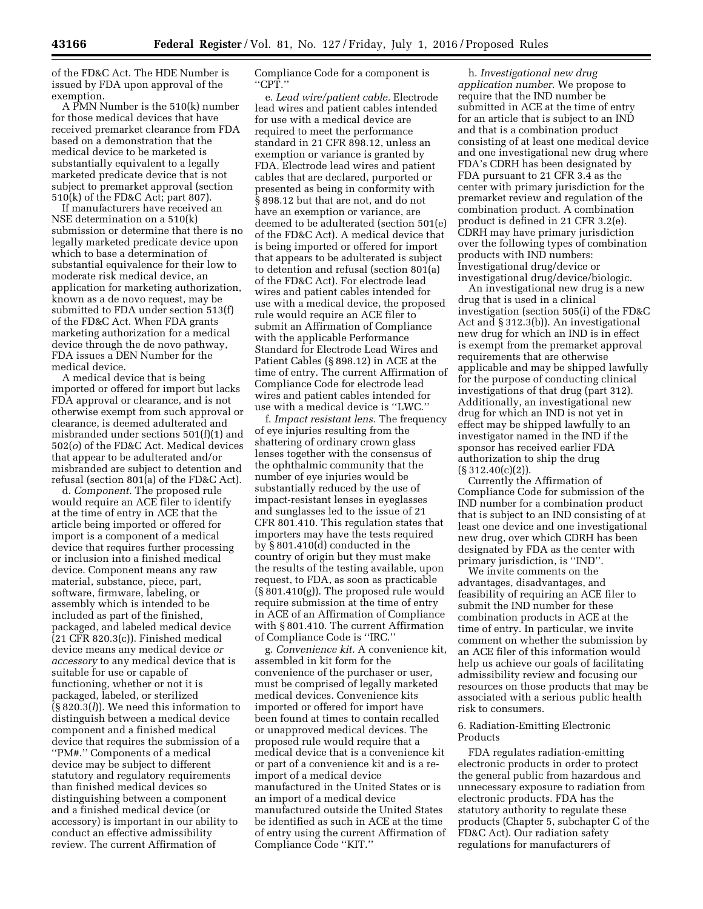of the FD&C Act. The HDE Number is issued by FDA upon approval of the exemption.

A PMN Number is the 510(k) number for those medical devices that have received premarket clearance from FDA based on a demonstration that the medical device to be marketed is substantially equivalent to a legally marketed predicate device that is not subject to premarket approval (section 510(k) of the FD&C Act; part 807).

If manufacturers have received an NSE determination on a 510(k) submission or determine that there is no legally marketed predicate device upon which to base a determination of substantial equivalence for their low to moderate risk medical device, an application for marketing authorization, known as a de novo request, may be submitted to FDA under section 513(f) of the FD&C Act. When FDA grants marketing authorization for a medical device through the de novo pathway, FDA issues a DEN Number for the medical device.

A medical device that is being imported or offered for import but lacks FDA approval or clearance, and is not otherwise exempt from such approval or clearance, is deemed adulterated and misbranded under sections 501(f)(1) and 502(*o*) of the FD&C Act. Medical devices that appear to be adulterated and/or misbranded are subject to detention and refusal (section 801(a) of the FD&C Act).

d. *Component.* The proposed rule would require an ACE filer to identify at the time of entry in ACE that the article being imported or offered for import is a component of a medical device that requires further processing or inclusion into a finished medical device. Component means any raw material, substance, piece, part, software, firmware, labeling, or assembly which is intended to be included as part of the finished, packaged, and labeled medical device (21 CFR 820.3(c)). Finished medical device means any medical device *or accessory* to any medical device that is suitable for use or capable of functioning, whether or not it is packaged, labeled, or sterilized (§ 820.3(*l*)). We need this information to distinguish between a medical device component and a finished medical device that requires the submission of a "PM#." Components of a medical device may be subject to different statutory and regulatory requirements than finished medical devices so distinguishing between a component and a finished medical device (or accessory) is important in our ability to conduct an effective admissibility review. The current Affirmation of Compliance Code for a component is "CPT."

e. *Lead wire/patient cable.* Electrode lead wires and patient cables intended for use with a medical device are required to meet the performance standard in 21 CFR 898.12, unless an exemption or variance is granted by FDA. Electrode lead wires and patient cables that are declared, purported or presented as being in conformity with § 898.12 but that are not, and do not have an exemption or variance, are deemed to be adulterated (section 501(e) of the FD&C Act). A medical device that is being imported or offered for import that appears to be adulterated is subject to detention and refusal (section 801(a) of the FD&C Act). For electrode lead wires and patient cables intended for use with a medical device, the proposed rule would require an ACE filer to submit an Affirmation of Compliance with the applicable Performance Standard for Electrode Lead Wires and Patient Cables (§ 898.12) in ACE at the time of entry. The current Affirmation of Compliance Code for electrode lead wires and patient cables intended for use with a medical device is "LWC."

f. *Impact resistant lens.* The frequency of eye injuries resulting from the shattering of ordinary crown glass lenses together with the consensus of the ophthalmic community that the number of eye injuries would be substantially reduced by the use of impact-resistant lenses in eyeglasses and sunglasses led to the issue of 21 CFR 801.410. This regulation states that importers may have the tests required by § 801.410(d) conducted in the country of origin but they must make the results of the testing available, upon request, to FDA, as soon as practicable (§ 801.410(g)). The proposed rule would require submission at the time of entry in ACE of an Affirmation of Compliance with § 801.410. The current Affirmation of Compliance Code is "IRC."

g. *Convenience kit.* A convenience kit, assembled in kit form for the convenience of the purchaser or user, must be comprised of legally marketed medical devices. Convenience kits imported or offered for import have been found at times to contain recalled or unapproved medical devices. The proposed rule would require that a medical device that is a convenience kit or part of a convenience kit and is a re-import of a medical device manufactured in the United States or is an import of a medical device manufactured outside the United States be identified as such in ACE at the time of entry using the current Affirmation of Compliance Code "KIT."

h. *Investigational new drug application number.* We propose to require that the IND number be submitted in ACE at the time of entry for an article that is subject to an IND and that is a combination product consisting of at least one medical device and one investigational new drug where FDA's CDRH has been designated by FDA pursuant to 21 CFR 3.4 as the center with primary jurisdiction for the premarket review and regulation of the combination product. A combination product is defined in 21 CFR 3.2(e). CDRH may have primary jurisdiction over the following types of combination products with IND numbers: Investigational drug/device or investigational drug/device/biologic.

An investigational new drug is a new drug that is used in a clinical investigation (section 505(i) of the FD&C Act and § 312.3(b)). An investigational new drug for which an IND is in effect is exempt from the premarket approval requirements that are otherwise applicable and may be shipped lawfully for the purpose of conducting clinical investigations of that drug (part 312). Additionally, an investigational new drug for which an IND is not yet in effect may be shipped lawfully to an investigator named in the IND if the sponsor has received earlier FDA authorization to ship the drug (§ 312.40(c)(2)).

Currently the Affirmation of Compliance Code for submission of the IND number for a combination product that is subject to an IND consisting of at least one device and one investigational new drug, over which CDRH has been designated by FDA as the center with primary jurisdiction, is "IND".

We invite comments on the advantages, disadvantages, and feasibility of requiring an ACE filer to submit the IND number for these combination products in ACE at the time of entry. In particular, we invite comment on whether the submission by an ACE filer of this information would help us achieve our goals of facilitating admissibility review and focusing our resources on those products that may be associated with a serious public health risk to consumers.

6. Radiation-Emitting Electronic Products

FDA regulates radiation-emitting electronic products in order to protect the general public from hazardous and unnecessary exposure to radiation from electronic products. FDA has the statutory authority to regulate these products (Chapter 5, subchapter C of the FD&C Act). Our radiation safety regulations for manufacturers of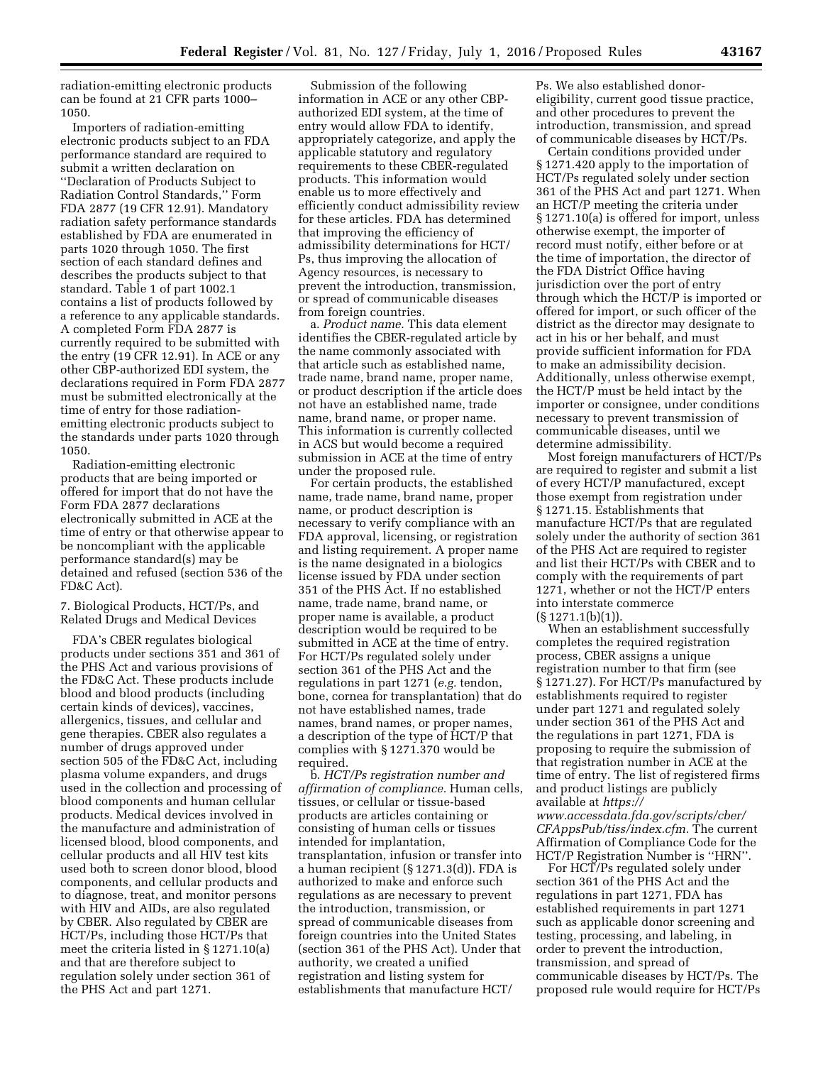radiation-emitting electronic products can be found at 21 CFR parts 1000–1050.

Importers of radiation-emitting electronic products subject to an FDA performance standard are required to submit a written declaration on ''Declaration of Products Subject to Radiation Control Standards,'' Form FDA 2877 (19 CFR 12.91). Mandatory radiation safety performance standards established by FDA are enumerated in parts 1020 through 1050. The first section of each standard defines and describes the products subject to that standard. Table 1 of part 1002.1 contains a list of products followed by a reference to any applicable standards. A completed Form FDA 2877 is currently required to be submitted with the entry (19 CFR 12.91). In ACE or any other CBP-authorized EDI system, the declarations required in Form FDA 2877 must be submitted electronically at the time of entry for those radiation-emitting electronic products subject to the standards under parts 1020 through 1050.

Radiation-emitting electronic products that are being imported or offered for import that do not have the Form FDA 2877 declarations electronically submitted in ACE at the time of entry or that otherwise appear to be noncompliant with the applicable performance standard(s) may be detained and refused (section 536 of the FD&C Act).

7. Biological Products, HCT/Ps, and Related Drugs and Medical Devices

FDA's CBER regulates biological products under sections 351 and 361 of the PHS Act and various provisions of the FD&C Act. These products include blood and blood products (including certain kinds of devices), vaccines, allergenics, tissues, and cellular and gene therapies. CBER also regulates a number of drugs approved under section 505 of the FD&C Act, including plasma volume expanders, and drugs used in the collection and processing of blood components and human cellular products. Medical devices involved in the manufacture and administration of licensed blood, blood components, and cellular products and all HIV test kits used both to screen donor blood, blood components, and cellular products and to diagnose, treat, and monitor persons with HIV and AIDs, are also regulated by CBER. Also regulated by CBER are HCT/Ps, including those HCT/Ps that meet the criteria listed in § 1271.10(a) and that are therefore subject to regulation solely under section 361 of the PHS Act and part 1271.

Submission of the following information in ACE or any other CBP-authorized EDI system, at the time of entry would allow FDA to identify, appropriately categorize, and apply the applicable statutory and regulatory requirements to these CBER-regulated products. This information would enable us to more effectively and efficiently conduct admissibility review for these articles. FDA has determined that improving the efficiency of admissibility determinations for HCT/Ps, thus improving the allocation of Agency resources, is necessary to prevent the introduction, transmission, or spread of communicable diseases from foreign countries.

a. *Product name.* This data element identifies the CBER-regulated article by the name commonly associated with that article such as established name, trade name, brand name, proper name, or product description if the article does not have an established name, trade name, brand name, or proper name. This information is currently collected in ACS but would become a required submission in ACE at the time of entry under the proposed rule.

For certain products, the established name, trade name, brand name, proper name, or product description is necessary to verify compliance with an FDA approval, licensing, or registration and listing requirement. A proper name is the name designated in a biologics license issued by FDA under section 351 of the PHS Act. If no established name, trade name, brand name, or proper name is available, a product description would be required to be submitted in ACE at the time of entry. For HCT/Ps regulated solely under section 361 of the PHS Act and the regulations in part 1271 (*e.g.* tendon, bone, cornea for transplantation) that do not have established names, trade names, brand names, or proper names, a description of the type of HCT/P that complies with § 1271.370 would be required.

b. *HCT/Ps registration number and affirmation of compliance.* Human cells, tissues, or cellular or tissue-based products are articles containing or consisting of human cells or tissues intended for implantation, transplantation, infusion or transfer into a human recipient (§ 1271.3(d)). FDA is authorized to make and enforce such regulations as are necessary to prevent the introduction, transmission, or spread of communicable diseases from foreign countries into the United States (section 361 of the PHS Act). Under that authority, we created a unified registration and listing system for establishments that manufacture HCT/Ps. We also established donor-eligibility, current good tissue practice, and other procedures to prevent the introduction, transmission, and spread of communicable diseases by HCT/Ps.

Certain conditions provided under § 1271.420 apply to the importation of HCT/Ps regulated solely under section 361 of the PHS Act and part 1271. When an HCT/P meeting the criteria under § 1271.10(a) is offered for import, unless otherwise exempt, the importer of record must notify, either before or at the time of importation, the director of the FDA District Office having jurisdiction over the port of entry through which the HCT/P is imported or offered for import, or such officer of the district as the director may designate to act in his or her behalf, and must provide sufficient information for FDA to make an admissibility decision. Additionally, unless otherwise exempt, the HCT/P must be held intact by the importer or consignee, under conditions necessary to prevent transmission of communicable diseases, until we determine admissibility.

Most foreign manufacturers of HCT/Ps are required to register and submit a list of every HCT/P manufactured, except those exempt from registration under § 1271.15. Establishments that manufacture HCT/Ps that are regulated solely under the authority of section 361 of the PHS Act are required to register and list their HCT/Ps with CBER and to comply with the requirements of part 1271, whether or not the HCT/P enters into interstate commerce (§ 1271.1(b)(1)).

When an establishment successfully completes the required registration process, CBER assigns a unique registration number to that firm (see § 1271.27). For HCT/Ps manufactured by establishments required to register under part 1271 and regulated solely under section 361 of the PHS Act and the regulations in part 1271, FDA is proposing to require the submission of that registration number in ACE at the time of entry. The list of registered firms and product listings are publicly available at *https://www.accessdata.fda.gov/scripts/cber/CFAppsPub/tiss/index.cfm.* The current Affirmation of Compliance Code for the HCT/P Registration Number is ''HRN''.

For HCT/Ps regulated solely under section 361 of the PHS Act and the regulations in part 1271, FDA has established requirements in part 1271 such as applicable donor screening and testing, processing, and labeling, in order to prevent the introduction, transmission, and spread of communicable diseases by HCT/Ps. The proposed rule would require for HCT/Ps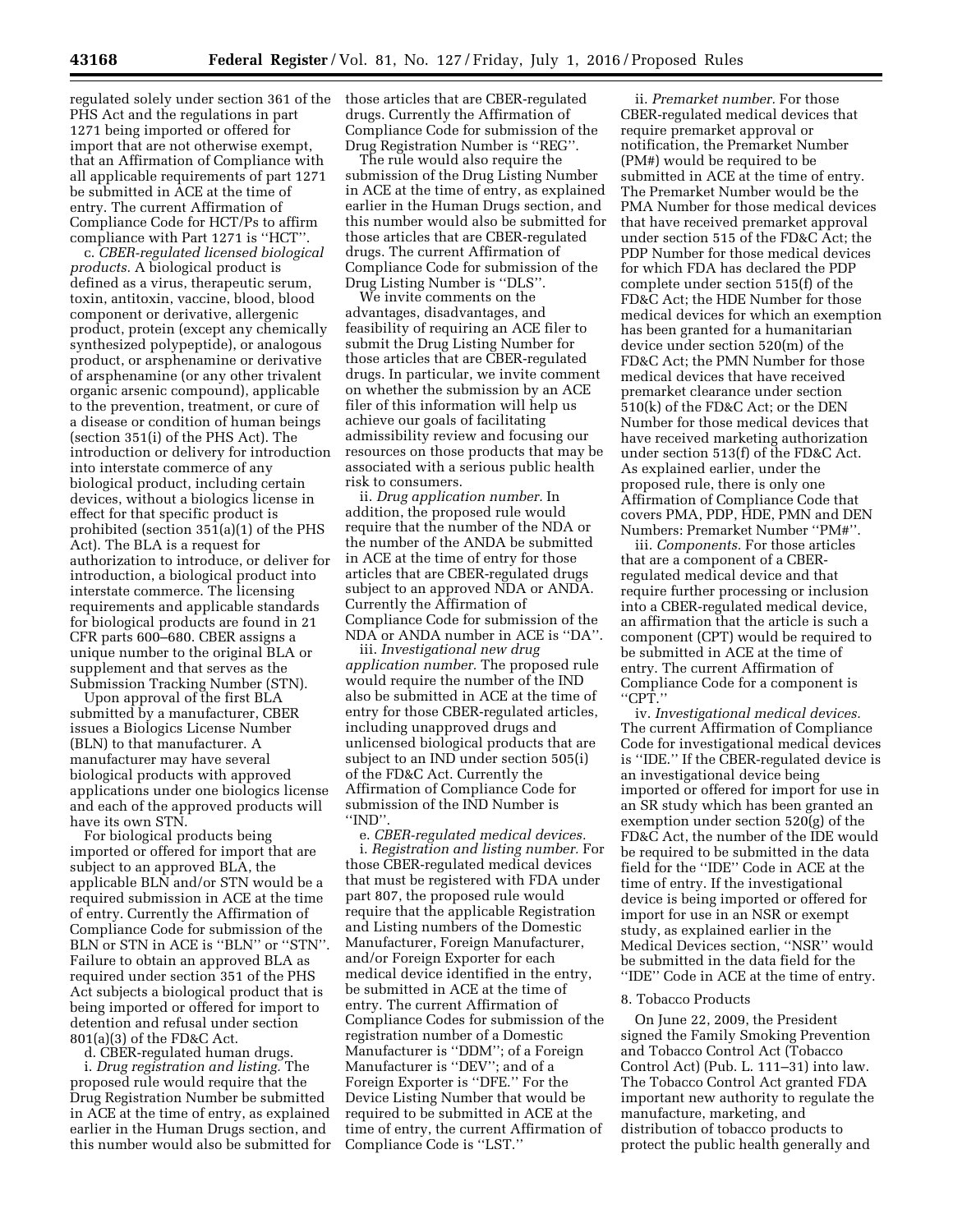regulated solely under section 361 of the PHS Act and the regulations in part 1271 being imported or offered for import that are not otherwise exempt, that an Affirmation of Compliance with all applicable requirements of part 1271 be submitted in ACE at the time of entry. The current Affirmation of Compliance Code for HCT/Ps to affirm compliance with Part 1271 is ''HCT''.

c. *CBER-regulated licensed biological products.* A biological product is defined as a virus, therapeutic serum, toxin, antitoxin, vaccine, blood, blood component or derivative, allergenic product, protein (except any chemically synthesized polypeptide), or analogous product, or arsphenamine or derivative of arsphenamine (or any other trivalent organic arsenic compound), applicable to the prevention, treatment, or cure of a disease or condition of human beings (section 351(i) of the PHS Act). The introduction or delivery for introduction into interstate commerce of any biological product, including certain devices, without a biologics license in effect for that specific product is prohibited (section 351(a)(1) of the PHS Act). The BLA is a request for authorization to introduce, or deliver for introduction, a biological product into interstate commerce. The licensing requirements and applicable standards for biological products are found in 21 CFR parts 600–680. CBER assigns a unique number to the original BLA or supplement and that serves as the Submission Tracking Number (STN).

Upon approval of the first BLA submitted by a manufacturer, CBER issues a Biologics License Number (BLN) to that manufacturer. A manufacturer may have several biological products with approved applications under one biologics license and each of the approved products will have its own STN.

For biological products being imported or offered for import that are subject to an approved BLA, the applicable BLN and/or STN would be a required submission in ACE at the time of entry. Currently the Affirmation of Compliance Code for submission of the BLN or STN in ACE is ''BLN'' or ''STN''. Failure to obtain an approved BLA as required under section 351 of the PHS Act subjects a biological product that is being imported or offered for import to detention and refusal under section 801(a)(3) of the FD&C Act.

d. CBER-regulated human drugs.

i. *Drug registration and listing.* The proposed rule would require that the Drug Registration Number be submitted in ACE at the time of entry, as explained earlier in the Human Drugs section, and this number would also be submitted for those articles that are CBER-regulated drugs. Currently the Affirmation of Compliance Code for submission of the Drug Registration Number is ''REG''.

The rule would also require the submission of the Drug Listing Number in ACE at the time of entry, as explained earlier in the Human Drugs section, and this number would also be submitted for those articles that are CBER-regulated drugs. The current Affirmation of Compliance Code for submission of the Drug Listing Number is ''DLS''.

We invite comments on the advantages, disadvantages, and feasibility of requiring an ACE filer to submit the Drug Listing Number for those articles that are CBER-regulated drugs. In particular, we invite comment on whether the submission by an ACE filer of this information will help us achieve our goals of facilitating admissibility review and focusing our resources on those products that may be associated with a serious public health risk to consumers.

ii. *Drug application number.* In addition, the proposed rule would require that the number of the NDA or the number of the ANDA be submitted in ACE at the time of entry for those articles that are CBER-regulated drugs subject to an approved NDA or ANDA. Currently the Affirmation of Compliance Code for submission of the NDA or ANDA number in ACE is ''DA''.

iii. *Investigational new drug application number.* The proposed rule would require the number of the IND also be submitted in ACE at the time of entry for those CBER-regulated articles, including unapproved drugs and unlicensed biological products that are subject to an IND under section 505(i) of the FD&C Act. Currently the Affirmation of Compliance Code for submission of the IND Number is ''IND''.

e. *CBER-regulated medical devices.*

i. *Registration and listing number.* For those CBER-regulated medical devices that must be registered with FDA under part 807, the proposed rule would require that the applicable Registration and Listing numbers of the Domestic Manufacturer, Foreign Manufacturer, and/or Foreign Exporter for each medical device identified in the entry, be submitted in ACE at the time of entry. The current Affirmation of Compliance Codes for submission of the registration number of a Domestic Manufacturer is ''DDM''; of a Foreign Manufacturer is ''DEV''; and of a Foreign Exporter is ''DFE.'' For the Device Listing Number that would be required to be submitted in ACE at the time of entry, the current Affirmation of Compliance Code is ''LST.''

ii. *Premarket number.* For those CBER-regulated medical devices that require premarket approval or notification, the Premarket Number (PM#) would be required to be submitted in ACE at the time of entry. The Premarket Number would be the PMA Number for those medical devices that have received premarket approval under section 515 of the FD&C Act; the PDP Number for those medical devices for which FDA has declared the PDP complete under section 515(f) of the FD&C Act; the HDE Number for those medical devices for which an exemption has been granted for a humanitarian device under section 520(m) of the FD&C Act; the PMN Number for those medical devices that have received premarket clearance under section 510(k) of the FD&C Act; or the DEN Number for those medical devices that have received marketing authorization under section 513(f) of the FD&C Act. As explained earlier, under the proposed rule, there is only one Affirmation of Compliance Code that covers PMA, PDP, HDE, PMN and DEN Numbers: Premarket Number ''PM#''.

iii. *Components.* For those articles that are a component of a CBER-regulated medical device and that require further processing or inclusion into a CBER-regulated medical device, an affirmation that the article is such a component (CPT) would be required to be submitted in ACE at the time of entry. The current Affirmation of Compliance Code for a component is ''CPT.''

iv. *Investigational medical devices.* The current Affirmation of Compliance Code for investigational medical devices is ''IDE.'' If the CBER-regulated device is an investigational device being imported or offered for import for use in an SR study which has been granted an exemption under section 520(g) of the FD&C Act, the number of the IDE would be required to be submitted in the data field for the ''IDE'' Code in ACE at the time of entry. If the investigational device is being imported or offered for import for use in an NSR or exempt study, as explained earlier in the Medical Devices section, ''NSR'' would be submitted in the data field for the ''IDE'' Code in ACE at the time of entry.

8. Tobacco Products

On June 22, 2009, the President signed the Family Smoking Prevention and Tobacco Control Act (Tobacco Control Act) (Pub. L. 111–31) into law. The Tobacco Control Act granted FDA important new authority to regulate the manufacture, marketing, and distribution of tobacco products to protect the public health generally and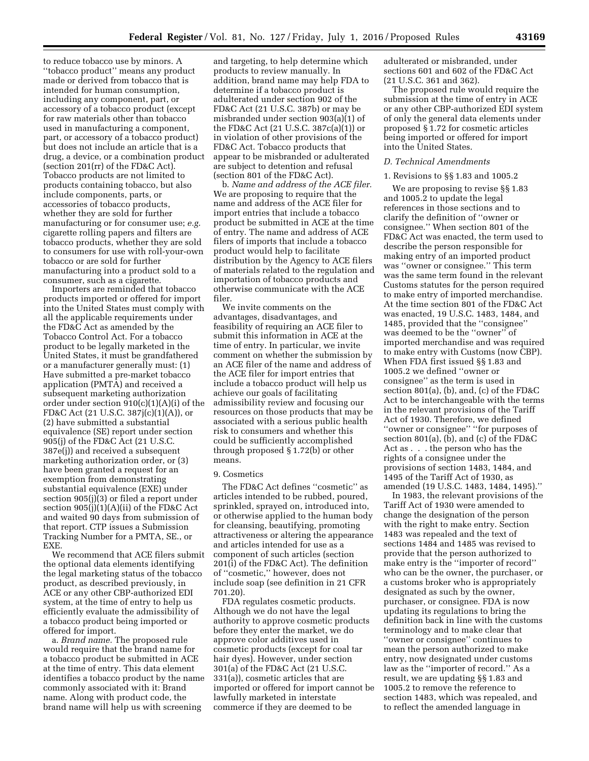to reduce tobacco use by minors. A ''tobacco product'' means any product made or derived from tobacco that is intended for human consumption, including any component, part, or accessory of a tobacco product (except for raw materials other than tobacco used in manufacturing a component, part, or accessory of a tobacco product) but does not include an article that is a drug, a device, or a combination product (section 201(rr) of the FD&C Act). Tobacco products are not limited to products containing tobacco, but also include components, parts, or accessories of tobacco products, whether they are sold for further manufacturing or for consumer use; *e.g.* cigarette rolling papers and filters are tobacco products, whether they are sold to consumers for use with roll-your-own tobacco or are sold for further manufacturing into a product sold to a consumer, such as a cigarette.

Importers are reminded that tobacco products imported or offered for import into the United States must comply with all the applicable requirements under the FD&C Act as amended by the Tobacco Control Act. For a tobacco product to be legally marketed in the United States, it must be grandfathered or a manufacturer generally must: (1) Have submitted a pre-market tobacco application (PMTA) and received a subsequent marketing authorization order under section 910(c)(1)(A)(i) of the FD&C Act (21 U.S.C. 387j(c)(1)(A)), or (2) have submitted a substantial equivalence (SE) report under section 905(j) of the FD&C Act (21 U.S.C. 387e(j)) and received a subsequent marketing authorization order, or (3) have been granted a request for an exemption from demonstrating substantial equivalence (EXE) under section 905(j)(3) or filed a report under section 905(j)(1)(A)(ii) of the FD&C Act and waited 90 days from submission of that report. CTP issues a Submission Tracking Number for a PMTA, SE., or EXE.

We recommend that ACE filers submit the optional data elements identifying the legal marketing status of the tobacco product, as described previously, in ACE or any other CBP-authorized EDI system, at the time of entry to help us efficiently evaluate the admissibility of a tobacco product being imported or offered for import.

a. *Brand name.* The proposed rule would require that the brand name for a tobacco product be submitted in ACE at the time of entry. This data element identifies a tobacco product by the name commonly associated with it: Brand name. Along with product code, the brand name will help us with screening and targeting, to help determine which products to review manually. In addition, brand name may help FDA to determine if a tobacco product is adulterated under section 902 of the FD&C Act (21 U.S.C. 387b) or may be misbranded under section 903(a)(1) of the FD&C Act (21 U.S.C. 387c(a)(1)) or in violation of other provisions of the FD&C Act. Tobacco products that appear to be misbranded or adulterated are subject to detention and refusal (section 801 of the FD&C Act).

b. *Name and address of the ACE filer.* We are proposing to require that the name and address of the ACE filer for import entries that include a tobacco product be submitted in ACE at the time of entry. The name and address of ACE filers of imports that include a tobacco product would help to facilitate distribution by the Agency to ACE filers of materials related to the regulation and importation of tobacco products and otherwise communicate with the ACE filer.

We invite comments on the advantages, disadvantages, and feasibility of requiring an ACE filer to submit this information in ACE at the time of entry. In particular, we invite comment on whether the submission by an ACE filer of the name and address of the ACE filer for import entries that include a tobacco product will help us achieve our goals of facilitating admissibility review and focusing our resources on those products that may be associated with a serious public health risk to consumers and whether this could be sufficiently accomplished through proposed § 1.72(b) or other means.

9. Cosmetics

The FD&C Act defines ''cosmetic'' as articles intended to be rubbed, poured, sprinkled, sprayed on, introduced into, or otherwise applied to the human body for cleansing, beautifying, promoting attractiveness or altering the appearance and articles intended for use as a component of such articles (section 201(i) of the FD&C Act). The definition of ''cosmetic,'' however, does not include soap (see definition in 21 CFR 701.20).

FDA regulates cosmetic products. Although we do not have the legal authority to approve cosmetic products before they enter the market, we do approve color additives used in cosmetic products (except for coal tar hair dyes). However, under section 301(a) of the FD&C Act (21 U.S.C. 331(a)), cosmetic articles that are imported or offered for import cannot be lawfully marketed in interstate commerce if they are deemed to be adulterated or misbranded, under sections 601 and 602 of the FD&C Act (21 U.S.C. 361 and 362).

The proposed rule would require the submission at the time of entry in ACE or any other CBP-authorized EDI system of only the general data elements under proposed § 1.72 for cosmetic articles being imported or offered for import into the United States.

*D. Technical Amendments*

1. Revisions to §§ 1.83 and 1005.2

We are proposing to revise §§ 1.83 and 1005.2 to update the legal references in those sections and to clarify the definition of ''owner or consignee.'' When section 801 of the FD&C Act was enacted, the term used to describe the person responsible for making entry of an imported product was ''owner or consignee.'' This term was the same term found in the relevant Customs statutes for the person required to make entry of imported merchandise. At the time section 801 of the FD&C Act was enacted, 19 U.S.C. 1483, 1484, and 1485, provided that the ''consignee'' was deemed to be the ''owner'' of imported merchandise and was required to make entry with Customs (now CBP). When FDA first issued §§ 1.83 and 1005.2 we defined ''owner or consignee'' as the term is used in section 801(a), (b), and, (c) of the FD&C Act to be interchangeable with the terms in the relevant provisions of the Tariff Act of 1930. Therefore, we defined ''owner or consignee'' ''for purposes of section 801(a), (b), and (c) of the FD&C Act as . . . the person who has the rights of a consignee under the provisions of section 1483, 1484, and 1495 of the Tariff Act of 1930, as amended (19 U.S.C. 1483, 1484, 1495).''

In 1983, the relevant provisions of the Tariff Act of 1930 were amended to change the designation of the person with the right to make entry. Section 1483 was repealed and the text of sections 1484 and 1485 was revised to provide that the person authorized to make entry is the ''importer of record'' who can be the owner, the purchaser, or a customs broker who is appropriately designated as such by the owner, purchaser, or consignee. FDA is now updating its regulations to bring the definition back in line with the customs terminology and to make clear that ''owner or consignee'' continues to mean the person authorized to make entry, now designated under customs law as the ''importer of record.'' As a result, we are updating §§ 1.83 and 1005.2 to remove the reference to section 1483, which was repealed, and to reflect the amended language in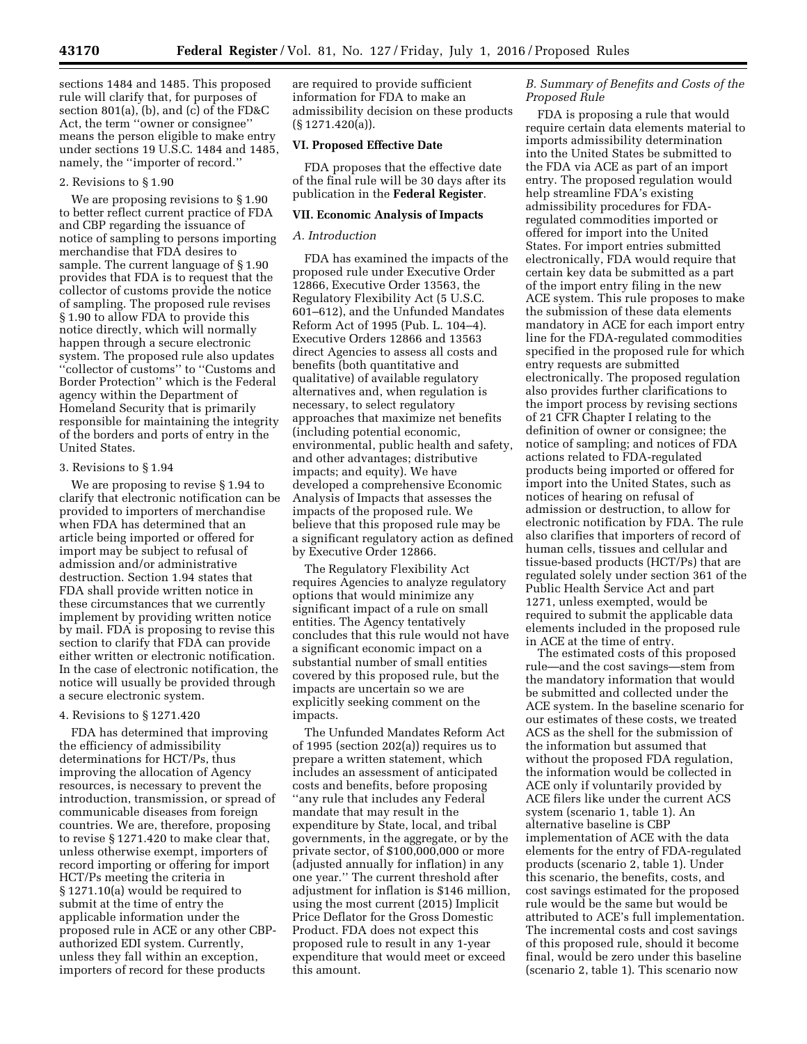sections 1484 and 1485. This proposed rule will clarify that, for purposes of section 801(a), (b), and (c) of the FD&C Act, the term ''owner or consignee'' means the person eligible to make entry under sections 19 U.S.C. 1484 and 1485, namely, the ''importer of record.''

2. Revisions to § 1.90

We are proposing revisions to § 1.90 to better reflect current practice of FDA and CBP regarding the issuance of notice of sampling to persons importing merchandise that FDA desires to sample. The current language of § 1.90 provides that FDA is to request that the collector of customs provide the notice of sampling. The proposed rule revises § 1.90 to allow FDA to provide this notice directly, which will normally happen through a secure electronic system. The proposed rule also updates ''collector of customs'' to ''Customs and Border Protection'' which is the Federal agency within the Department of Homeland Security that is primarily responsible for maintaining the integrity of the borders and ports of entry in the United States.

3. Revisions to § 1.94

We are proposing to revise § 1.94 to clarify that electronic notification can be provided to importers of merchandise when FDA has determined that an article being imported or offered for import may be subject to refusal of admission and/or administrative destruction. Section 1.94 states that FDA shall provide written notice in these circumstances that we currently implement by providing written notice by mail. FDA is proposing to revise this section to clarify that FDA can provide either written or electronic notification. In the case of electronic notification, the notice will usually be provided through a secure electronic system.

4. Revisions to § 1271.420

FDA has determined that improving the efficiency of admissibility determinations for HCT/Ps, thus improving the allocation of Agency resources, is necessary to prevent the introduction, transmission, or spread of communicable diseases from foreign countries. We are, therefore, proposing to revise § 1271.420 to make clear that, unless otherwise exempt, importers of record importing or offering for import HCT/Ps meeting the criteria in § 1271.10(a) would be required to submit at the time of entry the applicable information under the proposed rule in ACE or any other CBP-authorized EDI system. Currently, unless they fall within an exception, importers of record for these products are required to provide sufficient information for FDA to make an admissibility decision on these products (§ 1271.420(a)).

## VI. Proposed Effective Date

FDA proposes that the effective date of the final rule will be 30 days after its publication in the **Federal Register**.

## VII. Economic Analysis of Impacts

### A. Introduction

FDA has examined the impacts of the proposed rule under Executive Order 12866, Executive Order 13563, the Regulatory Flexibility Act (5 U.S.C. 601–612), and the Unfunded Mandates Reform Act of 1995 (Pub. L. 104–4). Executive Orders 12866 and 13563 direct Agencies to assess all costs and benefits (both quantitative and qualitative) of available regulatory alternatives and, when regulation is necessary, to select regulatory approaches that maximize net benefits (including potential economic, environmental, public health and safety, and other advantages; distributive impacts; and equity). We have developed a comprehensive Economic Analysis of Impacts that assesses the impacts of the proposed rule. We believe that this proposed rule may be a significant regulatory action as defined by Executive Order 12866.

The Regulatory Flexibility Act requires Agencies to analyze regulatory options that would minimize any significant impact of a rule on small entities. The Agency tentatively concludes that this rule would not have a significant economic impact on a substantial number of small entities covered by this proposed rule, but the impacts are uncertain so we are explicitly seeking comment on the impacts.

The Unfunded Mandates Reform Act of 1995 (section 202(a)) requires us to prepare a written statement, which includes an assessment of anticipated costs and benefits, before proposing ''any rule that includes any Federal mandate that may result in the expenditure by State, local, and tribal governments, in the aggregate, or by the private sector, of $100,000,000 or more (adjusted annually for inflation) in any one year.'' The current threshold after adjustment for inflation is $146 million, using the most current (2015) Implicit Price Deflator for the Gross Domestic Product. FDA does not expect this proposed rule to result in any 1-year expenditure that would meet or exceed this amount.

### B. Summary of Benefits and Costs of the Proposed Rule

FDA is proposing a rule that would require certain data elements material to imports admissibility determination into the United States be submitted to the FDA via ACE as part of an import entry. The proposed regulation would help streamline FDA's existing admissibility procedures for FDA-regulated commodities imported or offered for import into the United States. For import entries submitted electronically, FDA would require that certain key data be submitted as a part of the import entry filing in the new ACE system. This rule proposes to make the submission of these data elements mandatory in ACE for each import entry line for the FDA-regulated commodities specified in the proposed rule for which entry requests are submitted electronically. The proposed regulation also provides further clarifications to the import process by revising sections of 21 CFR Chapter I relating to the definition of owner or consignee; the notice of sampling; and notices of FDA actions related to FDA-regulated products being imported or offered for import into the United States, such as notices of hearing on refusal of admission or destruction, to allow for electronic notification by FDA. The rule also clarifies that importers of record of human cells, tissues and cellular and tissue-based products (HCT/Ps) that are regulated solely under section 361 of the Public Health Service Act and part 1271, unless exempted, would be required to submit the applicable data elements included in the proposed rule in ACE at the time of entry.

The estimated costs of this proposed rule—and the cost savings—stem from the mandatory information that would be submitted and collected under the ACE system. In the baseline scenario for our estimates of these costs, we treated ACS as the shell for the submission of the information but assumed that without the proposed FDA regulation, the information would be collected in ACE only if voluntarily provided by ACE filers like under the current ACS system (scenario 1, table 1). An alternative baseline is CBP implementation of ACE with the data elements for the entry of FDA-regulated products (scenario 2, table 1). Under this scenario, the benefits, costs, and cost savings estimated for the proposed rule would be the same but would be attributed to ACE's full implementation. The incremental costs and cost savings of this proposed rule, should it become final, would be zero under this baseline (scenario 2, table 1). This scenario now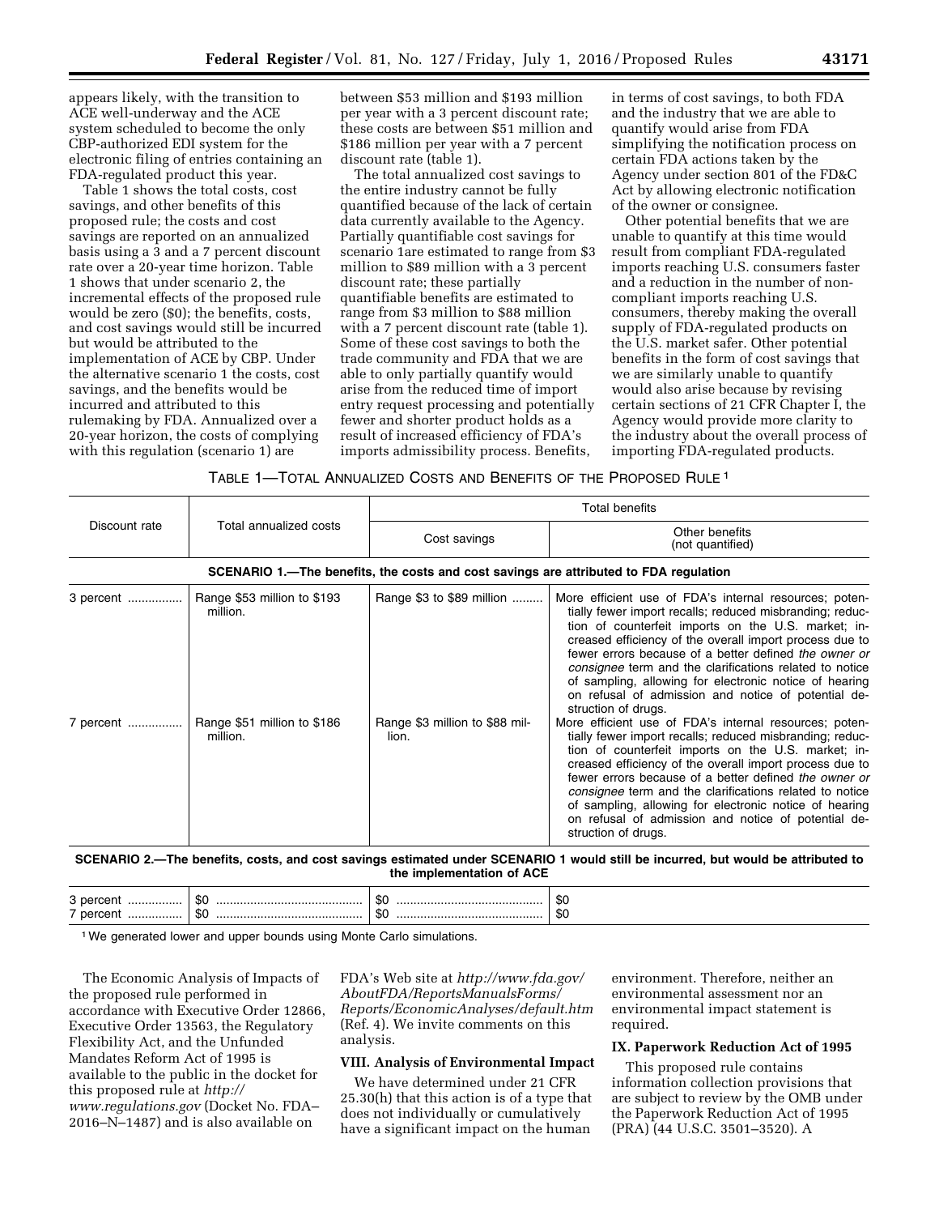appears likely, with the transition to ACE well-underway and the ACE system scheduled to become the only CBP-authorized EDI system for the electronic filing of entries containing an FDA-regulated product this year.

Table 1 shows the total costs, cost savings, and other benefits of this proposed rule; the costs and cost savings are reported on an annualized basis using a 3 and a 7 percent discount rate over a 20-year time horizon. Table 1 shows that under scenario 2, the incremental effects of the proposed rule would be zero ($0); the benefits, costs, and cost savings would still be incurred but would be attributed to the implementation of ACE by CBP. Under the alternative scenario 1 the costs, cost savings, and the benefits would be incurred and attributed to this rulemaking by FDA. Annualized over a 20-year horizon, the costs of complying with this regulation (scenario 1) are between $53 million and $193 million per year with a 3 percent discount rate; these costs are between $51 million and $186 million per year with a 7 percent discount rate (table 1).

The total annualized cost savings to the entire industry cannot be fully quantified because of the lack of certain data currently available to the Agency. Partially quantifiable cost savings for scenario 1are estimated to range from $3 million to $89 million with a 3 percent discount rate; these partially quantifiable benefits are estimated to range from $3 million to $88 million with a 7 percent discount rate (table 1). Some of these cost savings to both the trade community and FDA that we are able to only partially quantify would arise from the reduced time of import entry request processing and potentially fewer and shorter product holds as a result of increased efficiency of FDA's imports admissibility process. Benefits, in terms of cost savings, to both FDA and the industry that we are able to quantify would arise from FDA simplifying the notification process on certain FDA actions taken by the Agency under section 801 of the FD&C Act by allowing electronic notification of the owner or consignee.

Other potential benefits that we are unable to quantify at this time would result from compliant FDA-regulated imports reaching U.S. consumers faster and a reduction in the number of non-compliant imports reaching U.S. consumers, thereby making the overall supply of FDA-regulated products on the U.S. market safer. Other potential benefits in the form of cost savings that we are similarly unable to quantify would also arise because by revising certain sections of 21 CFR Chapter I, the Agency would provide more clarity to the industry about the overall process of importing FDA-regulated products.

TABLE 1—TOTAL ANNUALIZED COSTS AND BENEFITS OF THE PROPOSED RULE [1]

| Discount rate | Total annualized costs | Total benefits | |
|---|---|---|---|
| | | Cost savings | Other benefits (not quantified) |
| **SCENARIO 1.—The benefits, the costs and cost savings are attributed to FDA regulation** | | | |
| 3 percent | Range $53 million to $193 million. | Range $3 to $89 million | More efficient use of FDA's internal resources; potentially fewer import recalls; reduced misbranding; reduction of counterfeit imports on the U.S. market; increased efficiency of the overall import process due to fewer errors because of a better defined *the owner or consignee* term and the clarifications related to notice of sampling, allowing for electronic notice of hearing on refusal of admission and notice of potential destruction of drugs. |
| 7 percent | Range $51 million to $186 million. | Range $3 million to $88 million. | More efficient use of FDA's internal resources; potentially fewer import recalls; reduced misbranding; reduction of counterfeit imports on the U.S. market; increased efficiency of the overall import process due to fewer errors because of a better defined *the owner or consignee* term and the clarifications related to notice of sampling, allowing for electronic notice of hearing on refusal of admission and notice of potential destruction of drugs. |
| **SCENARIO 2.—The benefits, costs, and cost savings estimated under SCENARIO 1 would still be incurred, but would be attributed to the implementation of ACE** | | | |
| 3 percent | $0 | $0 | $0 |
| 7 percent | $0 | $0 | $0 |

[1] We generated lower and upper bounds using Monte Carlo simulations.

The Economic Analysis of Impacts of the proposed rule performed in accordance with Executive Order 12866, Executive Order 13563, the Regulatory Flexibility Act, and the Unfunded Mandates Reform Act of 1995 is available to the public in the docket for this proposed rule at *http://www.regulations.gov* (Docket No. FDA–2016–N–1487) and is also available on FDA's Web site at *http://www.fda.gov/AboutFDA/ReportsManualsForms/Reports/EconomicAnalyses/default.htm* (Ref. 4). We invite comments on this analysis.

## VIII. Analysis of Environmental Impact

We have determined under 21 CFR 25.30(h) that this action is of a type that does not individually or cumulatively have a significant impact on the human environment. Therefore, neither an environmental assessment nor an environmental impact statement is required.

## IX. Paperwork Reduction Act of 1995

This proposed rule contains information collection provisions that are subject to review by the OMB under the Paperwork Reduction Act of 1995 (PRA) (44 U.S.C. 3501–3520). A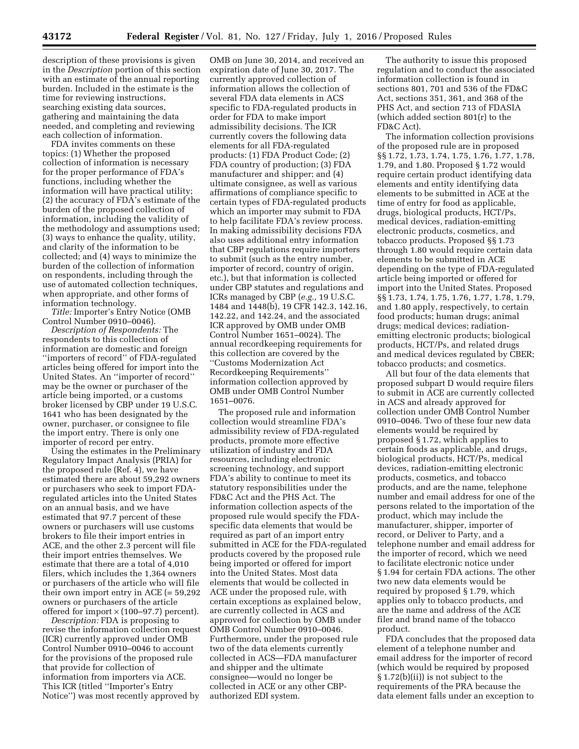description of these provisions is given in the *Description* portion of this section with an estimate of the annual reporting burden. Included in the estimate is the time for reviewing instructions, searching existing data sources, gathering and maintaining the data needed, and completing and reviewing each collection of information.

FDA invites comments on these topics: (1) Whether the proposed collection of information is necessary for the proper performance of FDA's functions, including whether the information will have practical utility; (2) the accuracy of FDA's estimate of the burden of the proposed collection of information, including the validity of the methodology and assumptions used; (3) ways to enhance the quality, utility, and clarity of the information to be collected; and (4) ways to minimize the burden of the collection of information on respondents, including through the use of automated collection techniques, when appropriate, and other forms of information technology.

*Title:* Importer's Entry Notice (OMB Control Number 0910–0046).

*Description of Respondents:* The respondents to this collection of information are domestic and foreign "importers of record" of FDA-regulated articles being offered for import into the United States. An "importer of record" may be the owner or purchaser of the article being imported, or a customs broker licensed by CBP under 19 U.S.C. 1641 who has been designated by the owner, purchaser, or consignee to file the import entry. There is only one importer of record per entry.

Using the estimates in the Preliminary Regulatory Impact Analysis (PRIA) for the proposed rule (Ref. 4), we have estimated there are about 59,292 owners or purchasers who seek to import FDA-regulated articles into the United States on an annual basis, and we have estimated that 97.7 percent of these owners or purchasers will use customs brokers to file their import entries in ACE, and the other 2.3 percent will file their import entries themselves. We estimate that there are a total of 4,010 filers, which includes the 1,364 owners or purchasers of the article who will file their own import entry in ACE (= 59,292 owners or purchasers of the article offered for import × (100–97.7) percent).

*Description:* FDA is proposing to revise the information collection request (ICR) currently approved under OMB Control Number 0910–0046 to account for the provisions of the proposed rule that provide for collection of information from importers via ACE. This ICR (titled "Importer's Entry Notice") was most recently approved by OMB on June 30, 2014, and received an expiration date of June 30, 2017. The currently approved collection of information allows the collection of several FDA data elements in ACS specific to FDA-regulated products in order for FDA to make import admissibility decisions. The ICR currently covers the following data elements for all FDA-regulated products: (1) FDA Product Code; (2) FDA country of production; (3) FDA manufacturer and shipper; and (4) ultimate consignee, as well as various affirmations of compliance specific to certain types of FDA-regulated products which an importer may submit to FDA to help facilitate FDA's review process. In making admissibility decisions FDA also uses additional entry information that CBP regulations require importers to submit (such as the entry number, importer of record, country of origin, etc.), but that information is collected under CBP statutes and regulations and ICRs managed by CBP (*e.g.,* 19 U.S.C. 1484 and 1448(b), 19 CFR 142.3, 142.16, 142.22, and 142.24, and the associated ICR approved by OMB under OMB Control Number 1651–0024). The annual recordkeeping requirements for this collection are covered by the "Customs Modernization Act Recordkeeping Requirements" information collection approved by OMB under OMB Control Number 1651–0076.

The proposed rule and information collection would streamline FDA's admissibility review of FDA-regulated products, promote more effective utilization of industry and FDA resources, including electronic screening technology, and support FDA's ability to continue to meet its statutory responsibilities under the FD&C Act and the PHS Act. The information collection aspects of the proposed rule would specify the FDA-specific data elements that would be required as part of an import entry submitted in ACE for the FDA-regulated products covered by the proposed rule being imported or offered for import into the United States. Most data elements that would be collected in ACE under the proposed rule, with certain exceptions as explained below, are currently collected in ACS and approved for collection by OMB under OMB Control Number 0910–0046. Furthermore, under the proposed rule two of the data elements currently collected in ACS—FDA manufacturer and shipper and the ultimate consignee—would no longer be collected in ACE or any other CBP-authorized EDI system.

The authority to issue this proposed regulation and to conduct the associated information collection is found in sections 801, 701 and 536 of the FD&C Act, sections 351, 361, and 368 of the PHS Act, and section 713 of FDASIA (which added section 801(r) to the FD&C Act).

The information collection provisions of the proposed rule are in proposed §§ 1.72, 1.73, 1.74, 1.75, 1.76, 1.77, 1.78, 1.79, and 1.80. Proposed § 1.72 would require certain product identifying data elements and entity identifying data elements to be submitted in ACE at the time of entry for food as applicable, drugs, biological products, HCT/Ps, medical devices, radiation-emitting electronic products, cosmetics, and tobacco products. Proposed §§ 1.73 through 1.80 would require certain data elements to be submitted in ACE depending on the type of FDA-regulated article being imported or offered for import into the United States. Proposed §§ 1.73, 1.74, 1.75, 1.76, 1.77, 1.78, 1.79, and 1.80 apply, respectively, to certain food products; human drugs; animal drugs; medical devices; radiation-emitting electronic products; biological products, HCT/Ps, and related drugs and medical devices regulated by CBER; tobacco products; and cosmetics.

All but four of the data elements that proposed subpart D would require filers to submit in ACE are currently collected in ACS and already approved for collection under OMB Control Number 0910–0046. Two of these four new data elements would be required by proposed § 1.72, which applies to certain foods as applicable, and drugs, biological products, HCT/Ps, medical devices, radiation-emitting electronic products, cosmetics, and tobacco products, and are the name, telephone number and email address for one of the persons related to the importation of the product, which may include the manufacturer, shipper, importer of record, or Deliver to Party, and a telephone number and email address for the importer of record, which we need to facilitate electronic notice under § 1.94 for certain FDA actions. The other two new data elements would be required by proposed § 1.79, which applies only to tobacco products, and are the name and address of the ACE filer and brand name of the tobacco product.

FDA concludes that the proposed data element of a telephone number and email address for the importer of record (which would be required by proposed § 1.72(b)(ii)) is not subject to the requirements of the PRA because the data element falls under an exception to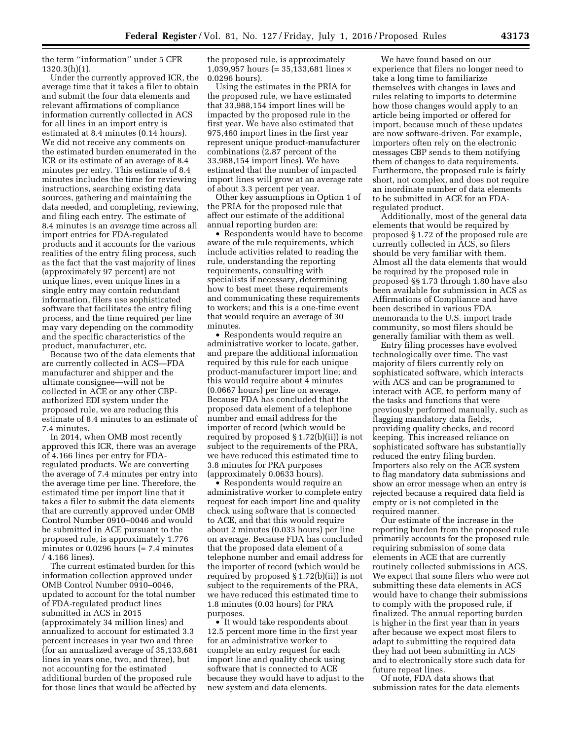the term ''information'' under 5 CFR 1320.3(h)(1).

Under the currently approved ICR, the average time that it takes a filer to obtain and submit the four data elements and relevant affirmations of compliance information currently collected in ACS for all lines in an import entry is estimated at 8.4 minutes (0.14 hours). We did not receive any comments on the estimated burden enumerated in the ICR or its estimate of an average of 8.4 minutes per entry. This estimate of 8.4 minutes includes the time for reviewing instructions, searching existing data sources, gathering and maintaining the data needed, and completing, reviewing, and filing each entry. The estimate of 8.4 minutes is an *average* time across all import entries for FDA-regulated products and it accounts for the various realities of the entry filing process, such as the fact that the vast majority of lines (approximately 97 percent) are not unique lines, even unique lines in a single entry may contain redundant information, filers use sophisticated software that facilitates the entry filing process, and the time required per line may vary depending on the commodity and the specific characteristics of the product, manufacturer, etc.

Because two of the data elements that are currently collected in ACS—FDA manufacturer and shipper and the ultimate consignee—will not be collected in ACE or any other CBP-authorized EDI system under the proposed rule, we are reducing this estimate of 8.4 minutes to an estimate of 7.4 minutes.

In 2014, when OMB most recently approved this ICR, there was an average of 4.166 lines per entry for FDA-regulated products. We are converting the average of 7.4 minutes per entry into the average time per line. Therefore, the estimated time per import line that it takes a filer to submit the data elements that are currently approved under OMB Control Number 0910–0046 and would be submitted in ACE pursuant to the proposed rule, is approximately 1.776 minutes or 0.0296 hours (= 7.4 minutes / 4.166 lines).

The current estimated burden for this information collection approved under OMB Control Number 0910–0046, updated to account for the total number of FDA-regulated product lines submitted in ACS in 2015 (approximately 34 million lines) and annualized to account for estimated 3.3 percent increases in year two and three (for an annualized average of 35,133,681 lines in years one, two, and three), but not accounting for the estimated additional burden of the proposed rule for those lines that would be affected by the proposed rule, is approximately 1,039,957 hours (= 35,133,681 lines × 0.0296 hours).

Using the estimates in the PRIA for the proposed rule, we have estimated that 33,988,154 import lines will be impacted by the proposed rule in the first year. We have also estimated that 975,460 import lines in the first year represent unique product-manufacturer combinations (2.87 percent of the 33,988,154 import lines). We have estimated that the number of impacted import lines will grow at an average rate of about 3.3 percent per year.

Other key assumptions in Option 1 of the PRIA for the proposed rule that affect our estimate of the additional annual reporting burden are:

- Respondents would have to become aware of the rule requirements, which include activities related to reading the rule, understanding the reporting requirements, consulting with specialists if necessary, determining how to best meet these requirements and communicating these requirements to workers; and this is a one-time event that would require an average of 30 minutes.
- Respondents would require an administrative worker to locate, gather, and prepare the additional information required by this rule for each unique product-manufacturer import line; and this would require about 4 minutes (0.0667 hours) per line on average. Because FDA has concluded that the proposed data element of a telephone number and email address for the importer of record (which would be required by proposed § 1.72(b)(ii)) is not subject to the requirements of the PRA, we have reduced this estimated time to 3.8 minutes for PRA purposes (approximately 0.0633 hours).
- Respondents would require an administrative worker to complete entry request for each import line and quality check using software that is connected to ACE, and that this would require about 2 minutes (0.033 hours) per line on average. Because FDA has concluded that the proposed data element of a telephone number and email address for the importer of record (which would be required by proposed § 1.72(b)(ii)) is not subject to the requirements of the PRA, we have reduced this estimated time to 1.8 minutes (0.03 hours) for PRA purposes.
- It would take respondents about 12.5 percent more time in the first year for an administrative worker to complete an entry request for each import line and quality check using software that is connected to ACE because they would have to adjust to the new system and data elements.

We have found based on our experience that filers no longer need to take a long time to familiarize themselves with changes in laws and rules relating to imports to determine how those changes would apply to an article being imported or offered for import, because much of these updates are now software-driven. For example, importers often rely on the electronic messages CBP sends to them notifying them of changes to data requirements. Furthermore, the proposed rule is fairly short, not complex, and does not require an inordinate number of data elements to be submitted in ACE for an FDA-regulated product.

Additionally, most of the general data elements that would be required by proposed § 1.72 of the proposed rule are currently collected in ACS, so filers should be very familiar with them. Almost all the data elements that would be required by the proposed rule in proposed §§ 1.73 through 1.80 have also been available for submission in ACS as Affirmations of Compliance and have been described in various FDA memoranda to the U.S. import trade community, so most filers should be generally familiar with them as well.

Entry filing processes have evolved technologically over time. The vast majority of filers currently rely on sophisticated software, which interacts with ACS and can be programmed to interact with ACE, to perform many of the tasks and functions that were previously performed manually, such as flagging mandatory data fields, providing quality checks, and record keeping. This increased reliance on sophisticated software has substantially reduced the entry filing burden. Importers also rely on the ACE system to flag mandatory data submissions and show an error message when an entry is rejected because a required data field is empty or is not completed in the required manner.

Our estimate of the increase in the reporting burden from the proposed rule primarily accounts for the proposed rule requiring submission of some data elements in ACE that are currently routinely collected submissions in ACS. We expect that some filers who were not submitting these data elements in ACS would have to change their submissions to comply with the proposed rule, if finalized. The annual reporting burden is higher in the first year than in years after because we expect most filers to adapt to submitting the required data they had not been submitting in ACS and to electronically store such data for future repeat lines.

Of note, FDA data shows that submission rates for the data elements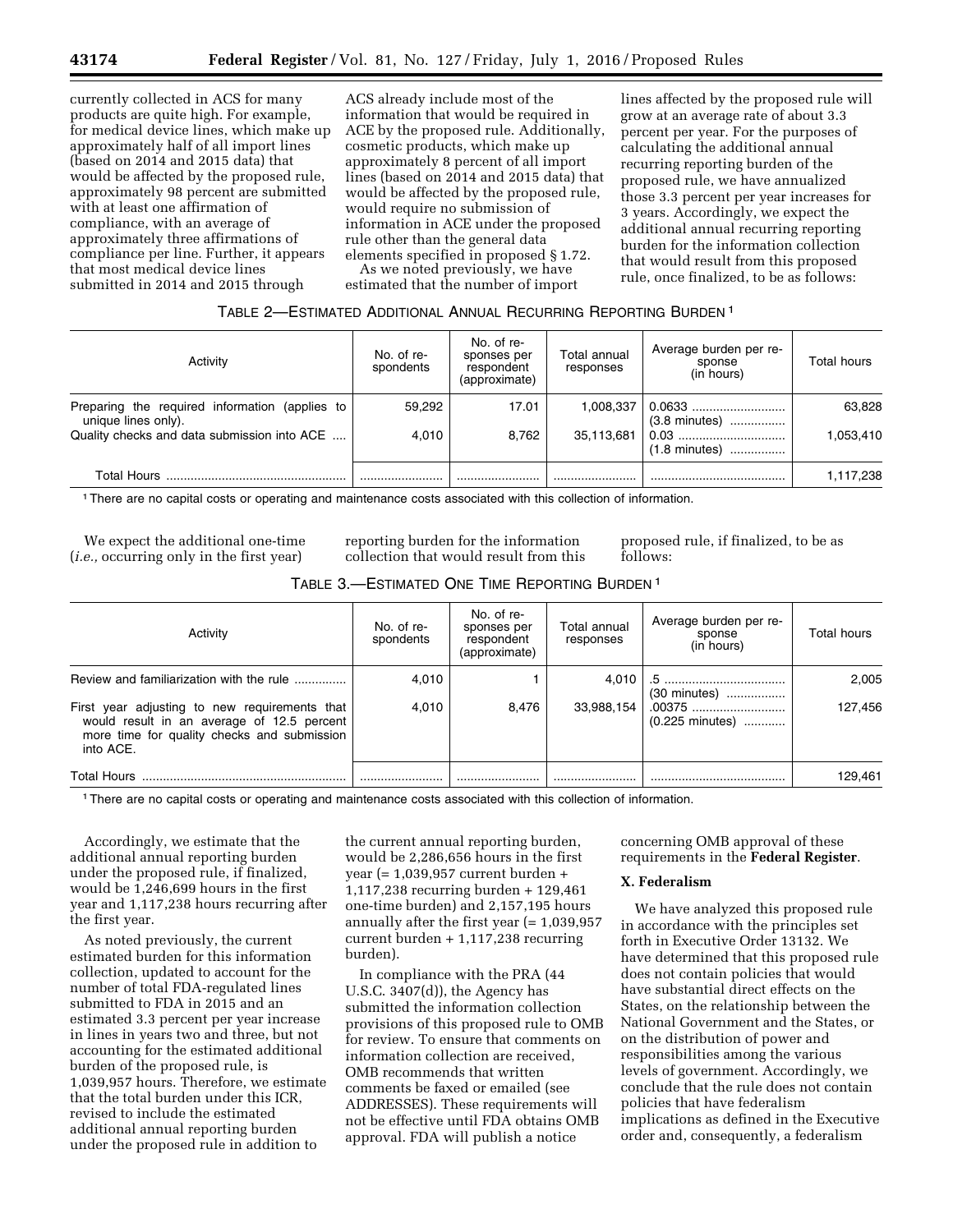currently collected in ACS for many products are quite high. For example, for medical device lines, which make up approximately half of all import lines (based on 2014 and 2015 data) that would be affected by the proposed rule, approximately 98 percent are submitted with at least one affirmation of compliance, with an average of approximately three affirmations of compliance per line. Further, it appears that most medical device lines submitted in 2014 and 2015 through ACS already include most of the information that would be required in ACE by the proposed rule. Additionally, cosmetic products, which make up approximately 8 percent of all import lines (based on 2014 and 2015 data) that would be affected by the proposed rule, would require no submission of information in ACE under the proposed rule other than the general data elements specified in proposed § 1.72.

As we noted previously, we have estimated that the number of import lines affected by the proposed rule will grow at an average rate of about 3.3 percent per year. For the purposes of calculating the additional annual recurring reporting burden of the proposed rule, we have annualized those 3.3 percent per year increases for 3 years. Accordingly, we expect the additional annual recurring reporting burden for the information collection that would result from this proposed rule, once finalized, to be as follows:

TABLE 2—ESTIMATED ADDITIONAL ANNUAL RECURRING REPORTING BURDEN [1]

| Activity | No. of respondents | No. of responses per respondent (approximate) | Total annual responses | Average burden per response (in hours) | Total hours |
|---|---|---|---|---|---|
| Preparing the required information (applies to unique lines only). | 59,292 | 17.01 | 1,008,337 | 0.0633 (3.8 minutes) | 63,828 |
| Quality checks and data submission into ACE | 4,010 | 8,762 | 35,113,681 | 0.03 (1.8 minutes) | 1,053,410 |
| Total Hours | | | | | 1,117,238 |

[1] There are no capital costs or operating and maintenance costs associated with this collection of information.

We expect the additional one-time (*i.e.,* occurring only in the first year) reporting burden for the information collection that would result from this proposed rule, if finalized, to be as follows:

TABLE 3.—ESTIMATED ONE TIME REPORTING BURDEN [1]

| Activity | No. of respondents | No. of responses per respondent (approximate) | Total annual responses | Average burden per response (in hours) | Total hours |
|---|---|---|---|---|---|
| Review and familiarization with the rule | 4,010 | 1 | 4,010 | .5 (30 minutes) | 2,005 |
| First year adjusting to new requirements that would result in an average of 12.5 percent more time for quality checks and submission into ACE. | 4,010 | 8,476 | 33,988,154 | .00375 (0.225 minutes) | 127,456 |
| Total Hours | | | | | 129,461 |

[1] There are no capital costs or operating and maintenance costs associated with this collection of information.

Accordingly, we estimate that the additional annual reporting burden under the proposed rule, if finalized, would be 1,246,699 hours in the first year and 1,117,238 hours recurring after the first year.

As noted previously, the current estimated burden for this information collection, updated to account for the number of total FDA-regulated lines submitted to FDA in 2015 and an estimated 3.3 percent per year increase in lines in years two and three, but not accounting for the estimated additional burden of the proposed rule, is 1,039,957 hours. Therefore, we estimate that the total burden under this ICR, revised to include the estimated additional annual reporting burden under the proposed rule in addition to the current annual reporting burden, would be 2,286,656 hours in the first year (= 1,039,957 current burden + 1,117,238 recurring burden + 129,461 one-time burden) and 2,157,195 hours annually after the first year (= 1,039,957 current burden + 1,117,238 recurring burden).

In compliance with the PRA (44 U.S.C. 3407(d)), the Agency has submitted the information collection provisions of this proposed rule to OMB for review. To ensure that comments on information collection are received, OMB recommends that written comments be faxed or emailed (see ADDRESSES). These requirements will not be effective until FDA obtains OMB approval. FDA will publish a notice concerning OMB approval of these requirements in the **Federal Register**.

## X. Federalism

We have analyzed this proposed rule in accordance with the principles set forth in Executive Order 13132. We have determined that this proposed rule does not contain policies that would have substantial direct effects on the States, on the relationship between the National Government and the States, or on the distribution of power and responsibilities among the various levels of government. Accordingly, we conclude that the rule does not contain policies that have federalism implications as defined in the Executive order and, consequently, a federalism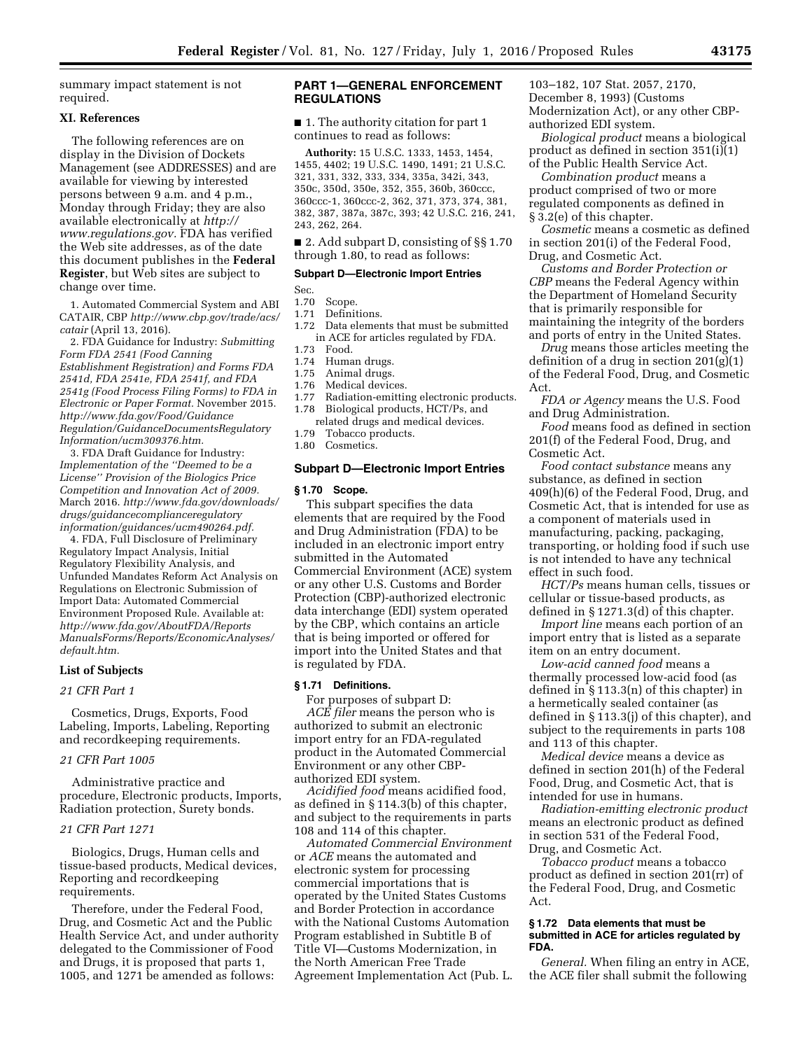summary impact statement is not required.

### XI. References

The following references are on display in the Division of Dockets Management (see ADDRESSES) and are available for viewing by interested persons between 9 a.m. and 4 p.m., Monday through Friday; they are also available electronically at *http://www.regulations.gov.* FDA has verified the Web site addresses, as of the date this document publishes in the **Federal Register**, but Web sites are subject to change over time.

1. Automated Commercial System and ABI CATAIR, CBP *http://www.cbp.gov/trade/acs/catair* (April 13, 2016).

2. FDA Guidance for Industry: *Submitting Form FDA 2541 (Food Canning Establishment Registration) and Forms FDA 2541d, FDA 2541e, FDA 2541f, and FDA 2541g (Food Process Filing Forms) to FDA in Electronic or Paper Format.* November 2015. *http://www.fda.gov/Food/GuidanceRegulation/GuidanceDocumentsRegulatoryInformation/ucm309376.htm.*

3. FDA Draft Guidance for Industry: *Implementation of the "Deemed to be a License" Provision of the Biologics Price Competition and Innovation Act of 2009.* March 2016. *http://www.fda.gov/downloads/drugs/guidancecomplianceregulatoryinformation/guidances/ucm490264.pdf.*

4. FDA, Full Disclosure of Preliminary Regulatory Impact Analysis, Initial Regulatory Flexibility Analysis, and Unfunded Mandates Reform Act Analysis on Regulations on Electronic Submission of Import Data: Automated Commercial Environment Proposed Rule. Available at: *http://www.fda.gov/AboutFDA/ReportsManualsForms/Reports/EconomicAnalyses/default.htm.*

### List of Subjects

*21 CFR Part 1*

Cosmetics, Drugs, Exports, Food Labeling, Imports, Labeling, Reporting and recordkeeping requirements.

*21 CFR Part 1005*

Administrative practice and procedure, Electronic products, Imports, Radiation protection, Surety bonds.

*21 CFR Part 1271*

Biologics, Drugs, Human cells and tissue-based products, Medical devices, Reporting and recordkeeping requirements.

Therefore, under the Federal Food, Drug, and Cosmetic Act and the Public Health Service Act, and under authority delegated to the Commissioner of Food and Drugs, it is proposed that parts 1, 1005, and 1271 be amended as follows:

## PART 1—GENERAL ENFORCEMENT REGULATIONS

■ 1. The authority citation for part 1 continues to read as follows:

**Authority:** 15 U.S.C. 1333, 1453, 1454, 1455, 4402; 19 U.S.C. 1490, 1491; 21 U.S.C. 321, 331, 332, 333, 334, 335a, 342i, 343, 350c, 350d, 350e, 352, 355, 360b, 360ccc, 360ccc-1, 360ccc-2, 362, 371, 373, 374, 381, 382, 387, 387a, 387c, 393; 42 U.S.C. 216, 241, 243, 262, 264.

■ 2. Add subpart D, consisting of §§ 1.70 through 1.80, to read as follows:

### Subpart D—Electronic Import Entries

Sec.
1.70 Scope.
1.71 Definitions.
1.72 Data elements that must be submitted in ACE for articles regulated by FDA.
1.73 Food.
1.74 Human drugs.
1.75 Animal drugs.
1.76 Medical devices.
1.77 Radiation-emitting electronic products.
1.78 Biological products, HCT/Ps, and related drugs and medical devices.
1.79 Tobacco products.
1.80 Cosmetics.

### Subpart D—Electronic Import Entries

#### § 1.70 Scope.

This subpart specifies the data elements that are required by the Food and Drug Administration (FDA) to be included in an electronic import entry submitted in the Automated Commercial Environment (ACE) system or any other U.S. Customs and Border Protection (CBP)-authorized electronic data interchange (EDI) system operated by the CBP, which contains an article that is being imported or offered for import into the United States and that is regulated by FDA.

#### § 1.71 Definitions.

For purposes of subpart D:

*ACE filer* means the person who is authorized to submit an electronic import entry for an FDA-regulated product in the Automated Commercial Environment or any other CBP-authorized EDI system.

*Acidified food* means acidified food, as defined in § 114.3(b) of this chapter, and subject to the requirements in parts 108 and 114 of this chapter.

*Automated Commercial Environment* or *ACE* means the automated and electronic system for processing commercial importations that is operated by the United States Customs and Border Protection in accordance with the National Customs Automation Program established in Subtitle B of Title VI—Customs Modernization, in the North American Free Trade Agreement Implementation Act (Pub. L. 103–182, 107 Stat. 2057, 2170, December 8, 1993) (Customs Modernization Act), or any other CBP-authorized EDI system.

*Biological product* means a biological product as defined in section 351(i)(1) of the Public Health Service Act.

*Combination product* means a product comprised of two or more regulated components as defined in § 3.2(e) of this chapter.

*Cosmetic* means a cosmetic as defined in section 201(i) of the Federal Food, Drug, and Cosmetic Act.

*Customs and Border Protection or CBP* means the Federal Agency within the Department of Homeland Security that is primarily responsible for maintaining the integrity of the borders and ports of entry in the United States.

*Drug* means those articles meeting the definition of a drug in section 201(g)(1) of the Federal Food, Drug, and Cosmetic Act.

*FDA or Agency* means the U.S. Food and Drug Administration.

*Food* means food as defined in section 201(f) of the Federal Food, Drug, and Cosmetic Act.

*Food contact substance* means any substance, as defined in section 409(h)(6) of the Federal Food, Drug, and Cosmetic Act, that is intended for use as a component of materials used in manufacturing, packing, packaging, transporting, or holding food if such use is not intended to have any technical effect in such food.

*HCT/Ps* means human cells, tissues or cellular or tissue-based products, as defined in § 1271.3(d) of this chapter.

*Import line* means each portion of an import entry that is listed as a separate item on an entry document.

*Low-acid canned food* means a thermally processed low-acid food (as defined in § 113.3(n) of this chapter) in a hermetically sealed container (as defined in § 113.3(j) of this chapter), and subject to the requirements in parts 108 and 113 of this chapter.

*Medical device* means a device as defined in section 201(h) of the Federal Food, Drug, and Cosmetic Act, that is intended for use in humans.

*Radiation-emitting electronic product* means an electronic product as defined in section 531 of the Federal Food, Drug, and Cosmetic Act.

*Tobacco product* means a tobacco product as defined in section 201(rr) of the Federal Food, Drug, and Cosmetic Act.

#### § 1.72 Data elements that must be submitted in ACE for articles regulated by FDA.

*General.* When filing an entry in ACE, the ACE filer shall submit the following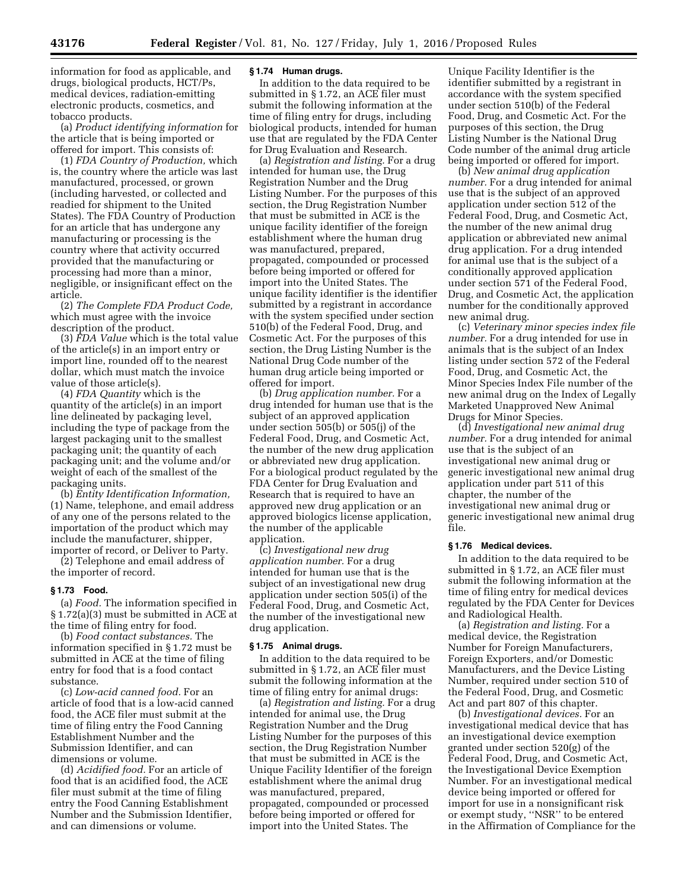information for food as applicable, and drugs, biological products, HCT/Ps, medical devices, radiation-emitting electronic products, cosmetics, and tobacco products.

(a) *Product identifying information* for the article that is being imported or offered for import. This consists of:

(1) *FDA Country of Production,* which is, the country where the article was last manufactured, processed, or grown (including harvested, or collected and readied for shipment to the United States). The FDA Country of Production for an article that has undergone any manufacturing or processing is the country where that activity occurred provided that the manufacturing or processing had more than a minor, negligible, or insignificant effect on the article.

(2) *The Complete FDA Product Code,* which must agree with the invoice description of the product.

(3) *FDA Value* which is the total value of the article(s) in an import entry or import line, rounded off to the nearest dollar, which must match the invoice value of those article(s).

(4) *FDA Quantity* which is the quantity of the article(s) in an import line delineated by packaging level, including the type of package from the largest packaging unit to the smallest packaging unit; the quantity of each packaging unit; and the volume and/or weight of each of the smallest of the packaging units.

(b) *Entity Identification Information,* (1) Name, telephone, and email address of any one of the persons related to the importation of the product which may include the manufacturer, shipper, importer of record, or Deliver to Party.

(2) Telephone and email address of the importer of record.

### § 1.73 Food.

(a) *Food.* The information specified in § 1.72(a)(3) must be submitted in ACE at the time of filing entry for food.

(b) *Food contact substances.* The information specified in § 1.72 must be submitted in ACE at the time of filing entry for food that is a food contact substance.

(c) *Low-acid canned food.* For an article of food that is a low-acid canned food, the ACE filer must submit at the time of filing entry the Food Canning Establishment Number and the Submission Identifier, and can dimensions or volume.

(d) *Acidified food.* For an article of food that is an acidified food, the ACE filer must submit at the time of filing entry the Food Canning Establishment Number and the Submission Identifier, and can dimensions or volume.

### § 1.74 Human drugs.

In addition to the data required to be submitted in § 1.72, an ACE filer must submit the following information at the time of filing entry for drugs, including biological products, intended for human use that are regulated by the FDA Center for Drug Evaluation and Research.

(a) *Registration and listing.* For a drug intended for human use, the Drug Registration Number and the Drug Listing Number. For the purposes of this section, the Drug Registration Number that must be submitted in ACE is the unique facility identifier of the foreign establishment where the human drug was manufactured, prepared, propagated, compounded or processed before being imported or offered for import into the United States. The unique facility identifier is the identifier submitted by a registrant in accordance with the system specified under section 510(b) of the Federal Food, Drug, and Cosmetic Act. For the purposes of this section, the Drug Listing Number is the National Drug Code number of the human drug article being imported or offered for import.

(b) *Drug application number.* For a drug intended for human use that is the subject of an approved application under section 505(b) or 505(j) of the Federal Food, Drug, and Cosmetic Act, the number of the new drug application or abbreviated new drug application. For a biological product regulated by the FDA Center for Drug Evaluation and Research that is required to have an approved new drug application or an approved biologics license application, the number of the applicable application.

(c) *Investigational new drug application number.* For a drug intended for human use that is the subject of an investigational new drug application under section 505(i) of the Federal Food, Drug, and Cosmetic Act, the number of the investigational new drug application.

### § 1.75 Animal drugs.

In addition to the data required to be submitted in § 1.72, an ACE filer must submit the following information at the time of filing entry for animal drugs:

(a) *Registration and listing.* For a drug intended for animal use, the Drug Registration Number and the Drug Listing Number for the purposes of this section, the Drug Registration Number that must be submitted in ACE is the Unique Facility Identifier of the foreign establishment where the animal drug was manufactured, prepared, propagated, compounded or processed before being imported or offered for import into the United States. The Unique Facility Identifier is the identifier submitted by a registrant in accordance with the system specified under section 510(b) of the Federal Food, Drug, and Cosmetic Act. For the purposes of this section, the Drug Listing Number is the National Drug Code number of the animal drug article being imported or offered for import.

(b) *New animal drug application number.* For a drug intended for animal use that is the subject of an approved application under section 512 of the Federal Food, Drug, and Cosmetic Act, the number of the new animal drug application or abbreviated new animal drug application. For a drug intended for animal use that is the subject of a conditionally approved application under section 571 of the Federal Food, Drug, and Cosmetic Act, the application number for the conditionally approved new animal drug.

(c) *Veterinary minor species index file number.* For a drug intended for use in animals that is the subject of an Index listing under section 572 of the Federal Food, Drug, and Cosmetic Act, the Minor Species Index File number of the new animal drug on the Index of Legally Marketed Unapproved New Animal Drugs for Minor Species.

(d) *Investigational new animal drug number.* For a drug intended for animal use that is the subject of an investigational new animal drug or generic investigational new animal drug application under part 511 of this chapter, the number of the investigational new animal drug or generic investigational new animal drug file.

### § 1.76 Medical devices.

In addition to the data required to be submitted in § 1.72, an ACE filer must submit the following information at the time of filing entry for medical devices regulated by the FDA Center for Devices and Radiological Health.

(a) *Registration and listing.* For a medical device, the Registration Number for Foreign Manufacturers, Foreign Exporters, and/or Domestic Manufacturers, and the Device Listing Number, required under section 510 of the Federal Food, Drug, and Cosmetic Act and part 807 of this chapter.

(b) *Investigational devices.* For an investigational medical device that has an investigational device exemption granted under section 520(g) of the Federal Food, Drug, and Cosmetic Act, the Investigational Device Exemption Number. For an investigational medical device being imported or offered for import for use in a nonsignificant risk or exempt study, "NSR" to be entered in the Affirmation of Compliance for the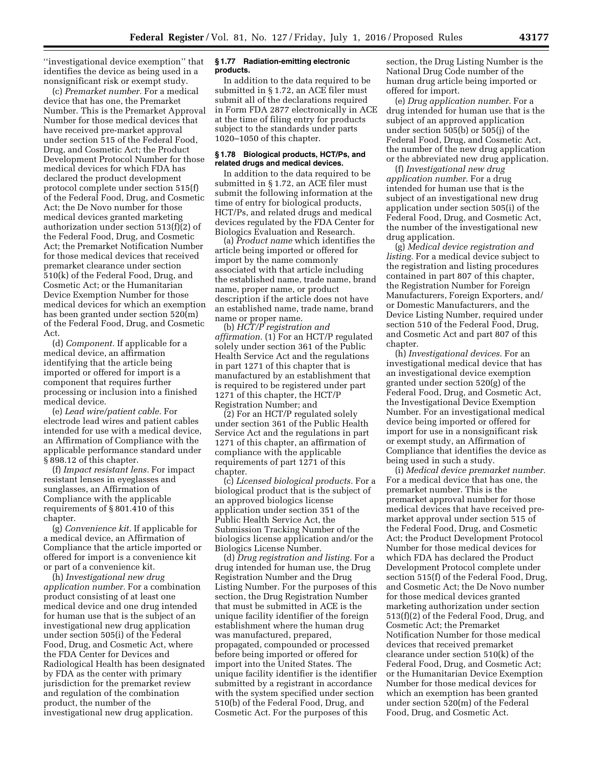''investigational device exemption'' that identifies the device as being used in a nonsignificant risk or exempt study.

(c) *Premarket number.* For a medical device that has one, the Premarket Number. This is the Premarket Approval Number for those medical devices that have received pre-market approval under section 515 of the Federal Food, Drug, and Cosmetic Act; the Product Development Protocol Number for those medical devices for which FDA has declared the product development protocol complete under section 515(f) of the Federal Food, Drug, and Cosmetic Act; the De Novo number for those medical devices granted marketing authorization under section 513(f)(2) of the Federal Food, Drug, and Cosmetic Act; the Premarket Notification Number for those medical devices that received premarket clearance under section 510(k) of the Federal Food, Drug, and Cosmetic Act; or the Humanitarian Device Exemption Number for those medical devices for which an exemption has been granted under section 520(m) of the Federal Food, Drug, and Cosmetic Act.

(d) *Component.* If applicable for a medical device, an affirmation identifying that the article being imported or offered for import is a component that requires further processing or inclusion into a finished medical device.

(e) *Lead wire/patient cable.* For electrode lead wires and patient cables intended for use with a medical device, an Affirmation of Compliance with the applicable performance standard under § 898.12 of this chapter.

(f) *Impact resistant lens.* For impact resistant lenses in eyeglasses and sunglasses, an Affirmation of Compliance with the applicable requirements of § 801.410 of this chapter.

(g) *Convenience kit.* If applicable for a medical device, an Affirmation of Compliance that the article imported or offered for import is a convenience kit or part of a convenience kit.

(h) *Investigational new drug application number.* For a combination product consisting of at least one medical device and one drug intended for human use that is the subject of an investigational new drug application under section 505(i) of the Federal Food, Drug, and Cosmetic Act, where the FDA Center for Devices and Radiological Health has been designated by FDA as the center with primary jurisdiction for the premarket review and regulation of the combination product, the number of the investigational new drug application.

**§ 1.77 Radiation-emitting electronic products.**

In addition to the data required to be submitted in § 1.72, an ACE filer must submit all of the declarations required in Form FDA 2877 electronically in ACE at the time of filing entry for products subject to the standards under parts 1020–1050 of this chapter.

**§ 1.78 Biological products, HCT/Ps, and related drugs and medical devices.**

In addition to the data required to be submitted in § 1.72, an ACE filer must submit the following information at the time of entry for biological products, HCT/Ps, and related drugs and medical devices regulated by the FDA Center for Biologics Evaluation and Research.

(a) *Product name* which identifies the article being imported or offered for import by the name commonly associated with that article including the established name, trade name, brand name, proper name, or product description if the article does not have an established name, trade name, brand name or proper name.

(b) *HCT/P registration and affirmation.* (1) For an HCT/P regulated solely under section 361 of the Public Health Service Act and the regulations in part 1271 of this chapter that is manufactured by an establishment that is required to be registered under part 1271 of this chapter, the HCT/P Registration Number; and

(2) For an HCT/P regulated solely under section 361 of the Public Health Service Act and the regulations in part 1271 of this chapter, an affirmation of compliance with the applicable requirements of part 1271 of this chapter.

(c) *Licensed biological products.* For a biological product that is the subject of an approved biologics license application under section 351 of the Public Health Service Act, the Submission Tracking Number of the biologics license application and/or the Biologics License Number.

(d) *Drug registration and listing.* For a drug intended for human use, the Drug Registration Number and the Drug Listing Number. For the purposes of this section, the Drug Registration Number that must be submitted in ACE is the unique facility identifier of the foreign establishment where the human drug was manufactured, prepared, propagated, compounded or processed before being imported or offered for import into the United States. The unique facility identifier is the identifier submitted by a registrant in accordance with the system specified under section 510(b) of the Federal Food, Drug, and Cosmetic Act. For the purposes of this section, the Drug Listing Number is the National Drug Code number of the human drug article being imported or offered for import.

(e) *Drug application number.* For a drug intended for human use that is the subject of an approved application under section 505(b) or 505(j) of the Federal Food, Drug, and Cosmetic Act, the number of the new drug application or the abbreviated new drug application.

(f) *Investigational new drug application number.* For a drug intended for human use that is the subject of an investigational new drug application under section 505(i) of the Federal Food, Drug, and Cosmetic Act, the number of the investigational new drug application.

(g) *Medical device registration and listing.* For a medical device subject to the registration and listing procedures contained in part 807 of this chapter, the Registration Number for Foreign Manufacturers, Foreign Exporters, and/or Domestic Manufacturers, and the Device Listing Number, required under section 510 of the Federal Food, Drug, and Cosmetic Act and part 807 of this chapter.

(h) *Investigational devices.* For an investigational medical device that has an investigational device exemption granted under section 520(g) of the Federal Food, Drug, and Cosmetic Act, the Investigational Device Exemption Number. For an investigational medical device being imported or offered for import for use in a nonsignificant risk or exempt study, an Affirmation of Compliance that identifies the device as being used in such a study.

(i) *Medical device premarket number.* For a medical device that has one, the premarket number. This is the premarket approval number for those medical devices that have received pre-market approval under section 515 of the Federal Food, Drug, and Cosmetic Act; the Product Development Protocol Number for those medical devices for which FDA has declared the Product Development Protocol complete under section 515(f) of the Federal Food, Drug, and Cosmetic Act; the De Novo number for those medical devices granted marketing authorization under section 513(f)(2) of the Federal Food, Drug, and Cosmetic Act; the Premarket Notification Number for those medical devices that received premarket clearance under section 510(k) of the Federal Food, Drug, and Cosmetic Act; or the Humanitarian Device Exemption Number for those medical devices for which an exemption has been granted under section 520(m) of the Federal Food, Drug, and Cosmetic Act.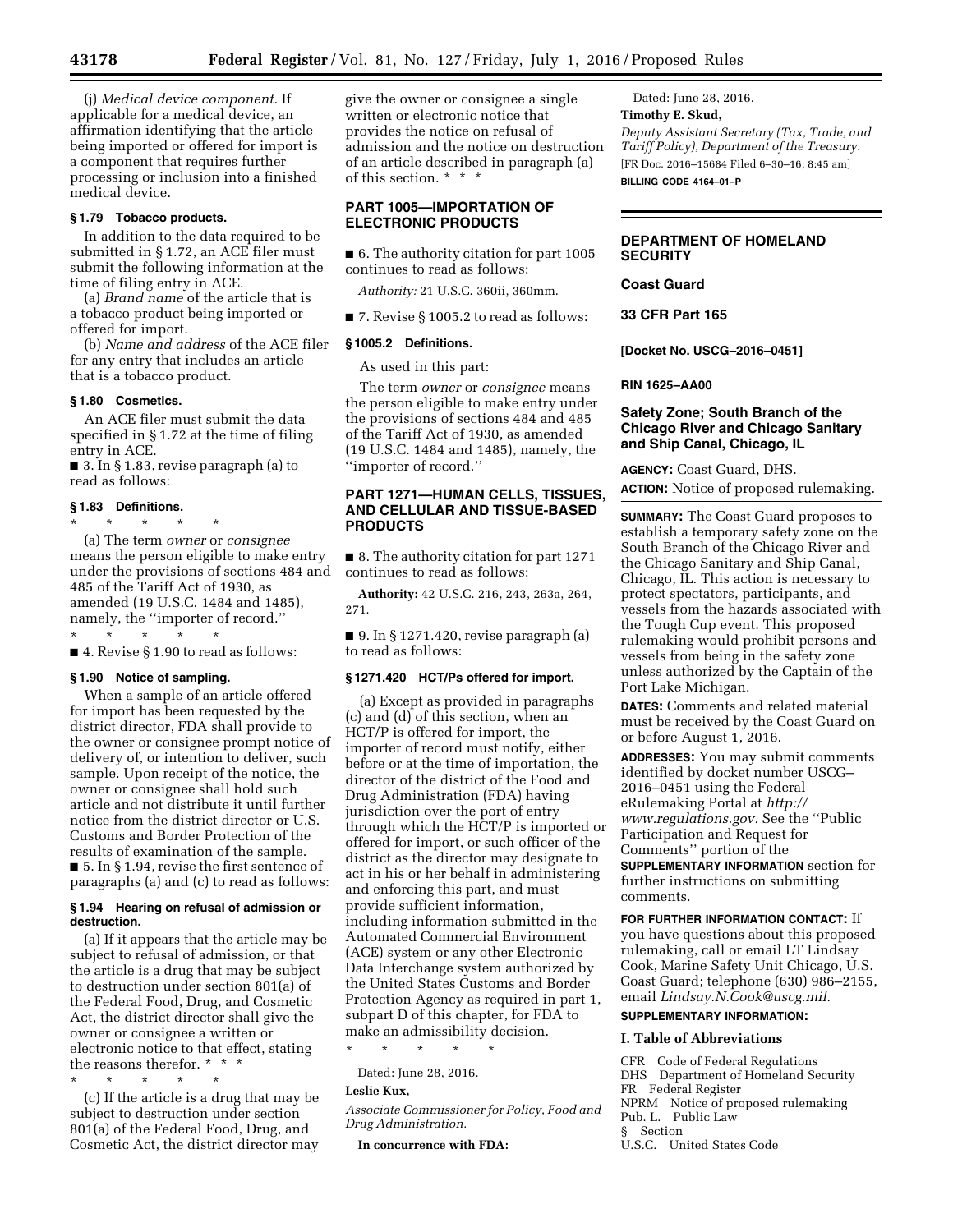(j) *Medical device component.* If applicable for a medical device, an affirmation identifying that the article being imported or offered for import is a component that requires further processing or inclusion into a finished medical device.

### § 1.79 Tobacco products.

In addition to the data required to be submitted in § 1.72, an ACE filer must submit the following information at the time of filing entry in ACE.

(a) *Brand name* of the article that is a tobacco product being imported or offered for import.

(b) *Name and address* of the ACE filer for any entry that includes an article that is a tobacco product.

### § 1.80 Cosmetics.

An ACE filer must submit the data specified in § 1.72 at the time of filing entry in ACE.

■ 3. In § 1.83, revise paragraph (a) to read as follows:

### § 1.83 Definitions.

\* \* \* \* \*

(a) The term *owner* or *consignee* means the person eligible to make entry under the provisions of sections 484 and 485 of the Tariff Act of 1930, as amended (19 U.S.C. 1484 and 1485), namely, the ''importer of record.''

\* \* \* \* \*

■ 4. Revise § 1.90 to read as follows:

### § 1.90 Notice of sampling.

When a sample of an article offered for import has been requested by the district director, FDA shall provide to the owner or consignee prompt notice of delivery of, or intention to deliver, such sample. Upon receipt of the notice, the owner or consignee shall hold such article and not distribute it until further notice from the district director or U.S. Customs and Border Protection of the results of examination of the sample.

■ 5. In § 1.94, revise the first sentence of paragraphs (a) and (c) to read as follows:

### § 1.94 Hearing on refusal of admission or destruction.

(a) If it appears that the article may be subject to refusal of admission, or that the article is a drug that may be subject to destruction under section 801(a) of the Federal Food, Drug, and Cosmetic Act, the district director shall give the owner or consignee a written or electronic notice to that effect, stating the reasons therefor. \* \* \*

\* \* \* \* \*

(c) If the article is a drug that may be subject to destruction under section 801(a) of the Federal Food, Drug, and Cosmetic Act, the district director may give the owner or consignee a single written or electronic notice that provides the notice on refusal of admission and the notice on destruction of an article described in paragraph (a) of this section. \* \* \*

## PART 1005—IMPORTATION OF ELECTRONIC PRODUCTS

■ 6. The authority citation for part 1005 continues to read as follows:

*Authority:* 21 U.S.C. 360ii, 360mm.

■ 7. Revise § 1005.2 to read as follows:

### § 1005.2 Definitions.

As used in this part:

The term *owner* or *consignee* means the person eligible to make entry under the provisions of sections 484 and 485 of the Tariff Act of 1930, as amended (19 U.S.C. 1484 and 1485), namely, the ''importer of record.''

## PART 1271—HUMAN CELLS, TISSUES, AND CELLULAR AND TISSUE-BASED PRODUCTS

■ 8. The authority citation for part 1271 continues to read as follows:

**Authority:** 42 U.S.C. 216, 243, 263a, 264, 271.

■ 9. In § 1271.420, revise paragraph (a) to read as follows:

### § 1271.420 HCT/Ps offered for import.

(a) Except as provided in paragraphs (c) and (d) of this section, when an HCT/P is offered for import, the importer of record must notify, either before or at the time of importation, the director of the district of the Food and Drug Administration (FDA) having jurisdiction over the port of entry through which the HCT/P is imported or offered for import, or such officer of the district as the director may designate to act in his or her behalf in administering and enforcing this part, and must provide sufficient information, including information submitted in the Automated Commercial Environment (ACE) system or any other Electronic Data Interchange system authorized by the United States Customs and Border Protection Agency as required in part 1, subpart D of this chapter, for FDA to make an admissibility decision.

\* \* \* \* \*

Dated: June 28, 2016.

**Leslie Kux,**

*Associate Commissioner for Policy, Food and Drug Administration.*

**In concurrence with FDA:**

Dated: June 28, 2016.

**Timothy E. Skud,**

*Deputy Assistant Secretary (Tax, Trade, and Tariff Policy), Department of the Treasury.*

[FR Doc. 2016–15684 Filed 6–30–16; 8:45 am]

**BILLING CODE 4164–01–P**

---

## DEPARTMENT OF HOMELAND SECURITY

### Coast Guard

### 33 CFR Part 165

**[Docket No. USCG–2016–0451]**

**RIN 1625–AA00**

## Safety Zone; South Branch of the Chicago River and Chicago Sanitary and Ship Canal, Chicago, IL

**AGENCY:** Coast Guard, DHS.

**ACTION:** Notice of proposed rulemaking.

**SUMMARY:** The Coast Guard proposes to establish a temporary safety zone on the South Branch of the Chicago River and the Chicago Sanitary and Ship Canal, Chicago, IL. This action is necessary to protect spectators, participants, and vessels from the hazards associated with the Tough Cup event. This proposed rulemaking would prohibit persons and vessels from being in the safety zone unless authorized by the Captain of the Port Lake Michigan.

**DATES:** Comments and related material must be received by the Coast Guard on or before August 1, 2016.

**ADDRESSES:** You may submit comments identified by docket number USCG–2016–0451 using the Federal eRulemaking Portal at *http://www.regulations.gov.* See the ''Public Participation and Request for Comments'' portion of the **SUPPLEMENTARY INFORMATION** section for further instructions on submitting comments.

**FOR FURTHER INFORMATION CONTACT:** If you have questions about this proposed rulemaking, call or email LT Lindsay Cook, Marine Safety Unit Chicago, U.S. Coast Guard; telephone (630) 986–2155, email *Lindsay.N.Cook@uscg.mil.*

**SUPPLEMENTARY INFORMATION:**

### I. Table of Abbreviations

CFR Code of Federal Regulations
DHS Department of Homeland Security
FR Federal Register
NPRM Notice of proposed rulemaking
Pub. L. Public Law
§ Section
U.S.C. United States Code